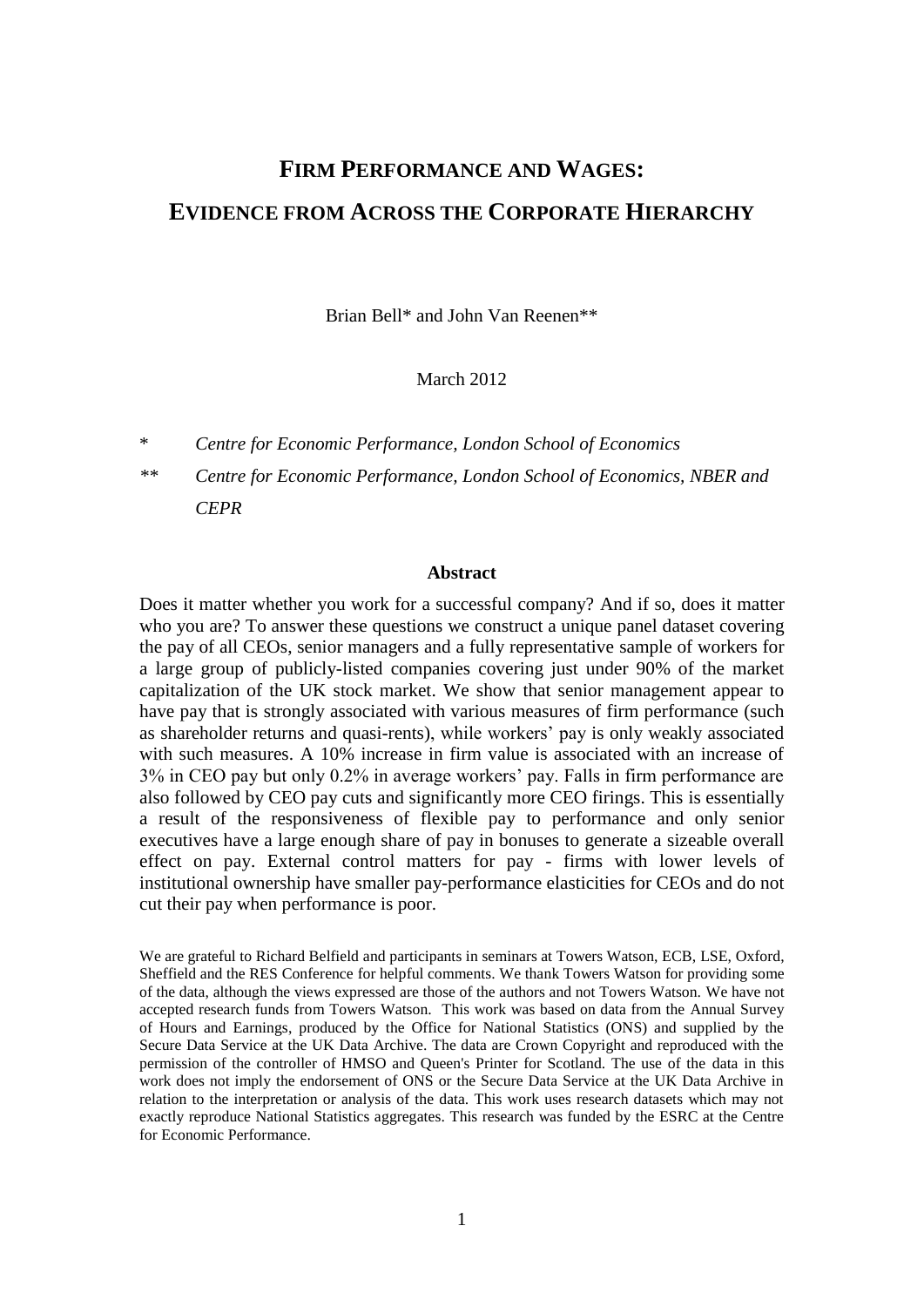# FIRM PERFORMANCE AND WAGES:

# EVIDENCE FROM ACROSS THE CORPORATE HIERARCHY

Brian Bell* and John Van Reenen**

March 2012

\* *Centre for Economic Performance, London School of Economics*

\** *Centre for Economic Performance, London School of Economics, NBER and CEPR*

**Abstract**

Does it matter whether you work for a successful company? And if so, does it matter who you are? To answer these questions we construct a unique panel dataset covering the pay of all CEOs, senior managers and a fully representative sample of workers for a large group of publicly-listed companies covering just under 90% of the market capitalization of the UK stock market. We show that senior management appear to have pay that is strongly associated with various measures of firm performance (such as shareholder returns and quasi-rents), while workers' pay is only weakly associated with such measures. A 10% increase in firm value is associated with an increase of 3% in CEO pay but only 0.2% in average workers' pay. Falls in firm performance are also followed by CEO pay cuts and significantly more CEO firings. This is essentially a result of the responsiveness of flexible pay to performance and only senior executives have a large enough share of pay in bonuses to generate a sizeable overall effect on pay. External control matters for pay - firms with lower levels of institutional ownership have smaller pay-performance elasticities for CEOs and do not cut their pay when performance is poor.

We are grateful to Richard Belfield and participants in seminars at Towers Watson, ECB, LSE, Oxford, Sheffield and the RES Conference for helpful comments. We thank Towers Watson for providing some of the data, although the views expressed are those of the authors and not Towers Watson. We have not accepted research funds from Towers Watson. This work was based on data from the Annual Survey of Hours and Earnings, produced by the Office for National Statistics (ONS) and supplied by the Secure Data Service at the UK Data Archive. The data are Crown Copyright and reproduced with the permission of the controller of HMSO and Queen's Printer for Scotland. The use of the data in this work does not imply the endorsement of ONS or the Secure Data Service at the UK Data Archive in relation to the interpretation or analysis of the data. This work uses research datasets which may not exactly reproduce National Statistics aggregates. This research was funded by the ESRC at the Centre for Economic Performance.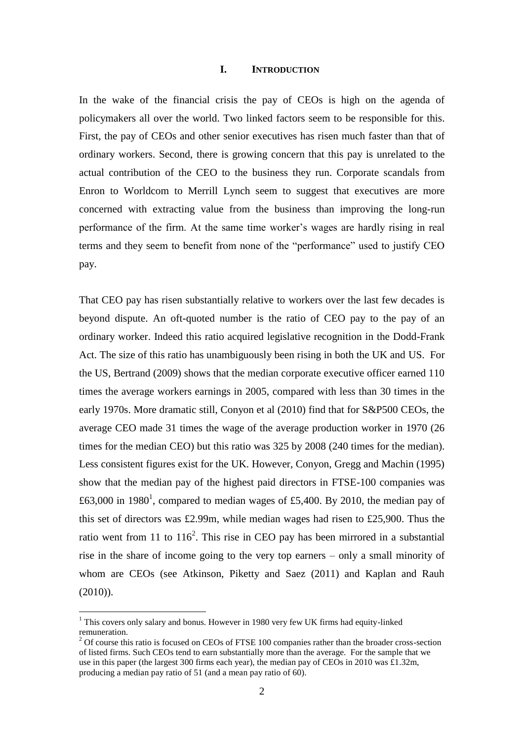## I. INTRODUCTION

In the wake of the financial crisis the pay of CEOs is high on the agenda of policymakers all over the world. Two linked factors seem to be responsible for this. First, the pay of CEOs and other senior executives has risen much faster than that of ordinary workers. Second, there is growing concern that this pay is unrelated to the actual contribution of the CEO to the business they run. Corporate scandals from Enron to Worldcom to Merrill Lynch seem to suggest that executives are more concerned with extracting value from the business than improving the long-run performance of the firm. At the same time worker's wages are hardly rising in real terms and they seem to benefit from none of the "performance" used to justify CEO pay.

That CEO pay has risen substantially relative to workers over the last few decades is beyond dispute. An oft-quoted number is the ratio of CEO pay to the pay of an ordinary worker. Indeed this ratio acquired legislative recognition in the Dodd-Frank Act. The size of this ratio has unambiguously been rising in both the UK and US. For the US, Bertrand (2009) shows that the median corporate executive officer earned 110 times the average workers earnings in 2005, compared with less than 30 times in the early 1970s. More dramatic still, Conyon et al (2010) find that for S&P500 CEOs, the average CEO made 31 times the wage of the average production worker in 1970 (26 times for the median CEO) but this ratio was 325 by 2008 (240 times for the median). Less consistent figures exist for the UK. However, Conyon, Gregg and Machin (1995) show that the median pay of the highest paid directors in FTSE-100 companies was £63,000 in 1980[1], compared to median wages of £5,400. By 2010, the median pay of this set of directors was £2.99m, while median wages had risen to £25,900. Thus the ratio went from 11 to 116[2]. This rise in CEO pay has been mirrored in a substantial rise in the share of income going to the very top earners – only a small minority of whom are CEOs (see Atkinson, Piketty and Saez (2011) and Kaplan and Rauh (2010)).

---

[1] This covers only salary and bonus. However in 1980 very few UK firms had equity-linked remuneration.

[2] Of course this ratio is focused on CEOs of FTSE 100 companies rather than the broader cross-section of listed firms. Such CEOs tend to earn substantially more than the average. For the sample that we use in this paper (the largest 300 firms each year), the median pay of CEOs in 2010 was £1.32m, producing a median pay ratio of 51 (and a mean pay ratio of 60).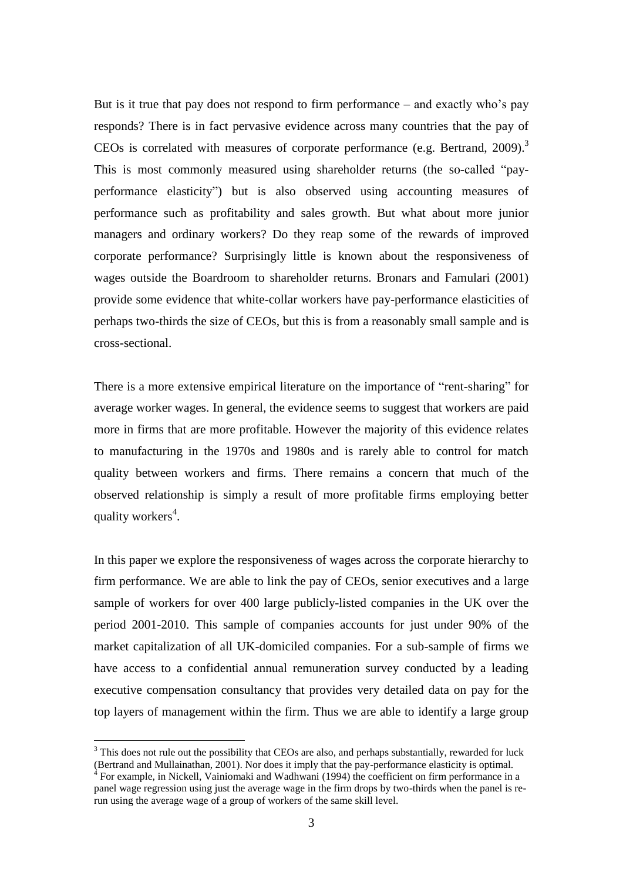But is it true that pay does not respond to firm performance – and exactly who's pay responds? There is in fact pervasive evidence across many countries that the pay of CEOs is correlated with measures of corporate performance (e.g. Bertrand, 2009).[3] This is most commonly measured using shareholder returns (the so-called "pay-performance elasticity") but is also observed using accounting measures of performance such as profitability and sales growth. But what about more junior managers and ordinary workers? Do they reap some of the rewards of improved corporate performance? Surprisingly little is known about the responsiveness of wages outside the Boardroom to shareholder returns. Bronars and Famulari (2001) provide some evidence that white-collar workers have pay-performance elasticities of perhaps two-thirds the size of CEOs, but this is from a reasonably small sample and is cross-sectional.

There is a more extensive empirical literature on the importance of "rent-sharing" for average worker wages. In general, the evidence seems to suggest that workers are paid more in firms that are more profitable. However the majority of this evidence relates to manufacturing in the 1970s and 1980s and is rarely able to control for match quality between workers and firms. There remains a concern that much of the observed relationship is simply a result of more profitable firms employing better quality workers[4].

In this paper we explore the responsiveness of wages across the corporate hierarchy to firm performance. We are able to link the pay of CEOs, senior executives and a large sample of workers for over 400 large publicly-listed companies in the UK over the period 2001-2010. This sample of companies accounts for just under 90% of the market capitalization of all UK-domiciled companies. For a sub-sample of firms we have access to a confidential annual remuneration survey conducted by a leading executive compensation consultancy that provides very detailed data on pay for the top layers of management within the firm. Thus we are able to identify a large group

[3] This does not rule out the possibility that CEOs are also, and perhaps substantially, rewarded for luck (Bertrand and Mullainathan, 2001). Nor does it imply that the pay-performance elasticity is optimal.

[4] For example, in Nickell, Vainiomaki and Wadhwani (1994) the coefficient on firm performance in a panel wage regression using just the average wage in the firm drops by two-thirds when the panel is re-run using the average wage of a group of workers of the same skill level.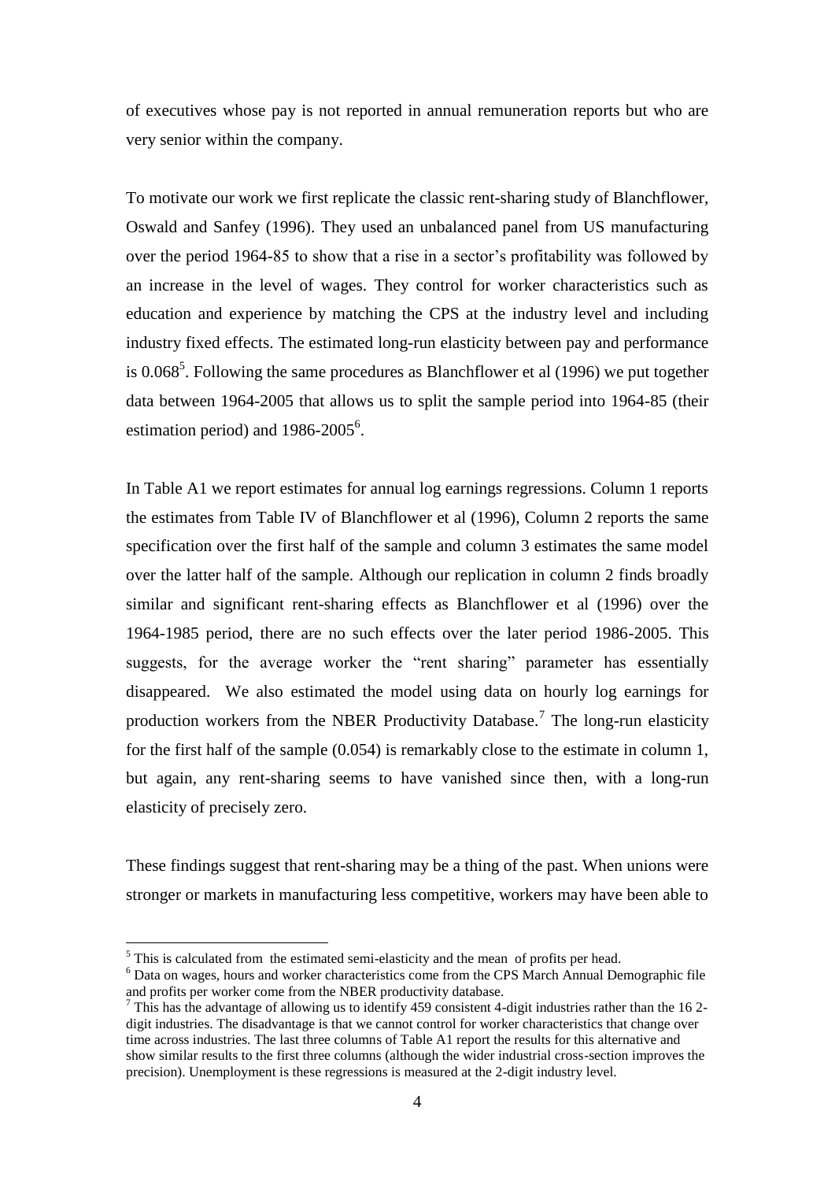of executives whose pay is not reported in annual remuneration reports but who are very senior within the company.

To motivate our work we first replicate the classic rent-sharing study of Blanchflower, Oswald and Sanfey (1996). They used an unbalanced panel from US manufacturing over the period 1964-85 to show that a rise in a sector's profitability was followed by an increase in the level of wages. They control for worker characteristics such as education and experience by matching the CPS at the industry level and including industry fixed effects. The estimated long-run elasticity between pay and performance is 0.068[5]. Following the same procedures as Blanchflower et al (1996) we put together data between 1964-2005 that allows us to split the sample period into 1964-85 (their estimation period) and 1986-2005[6].

In Table A1 we report estimates for annual log earnings regressions. Column 1 reports the estimates from Table IV of Blanchflower et al (1996), Column 2 reports the same specification over the first half of the sample and column 3 estimates the same model over the latter half of the sample. Although our replication in column 2 finds broadly similar and significant rent-sharing effects as Blanchflower et al (1996) over the 1964-1985 period, there are no such effects over the later period 1986-2005. This suggests, for the average worker the "rent sharing" parameter has essentially disappeared. We also estimated the model using data on hourly log earnings for production workers from the NBER Productivity Database.[7] The long-run elasticity for the first half of the sample (0.054) is remarkably close to the estimate in column 1, but again, any rent-sharing seems to have vanished since then, with a long-run elasticity of precisely zero.

These findings suggest that rent-sharing may be a thing of the past. When unions were stronger or markets in manufacturing less competitive, workers may have been able to

---

[5] This is calculated from the estimated semi-elasticity and the mean of profits per head.

[6] Data on wages, hours and worker characteristics come from the CPS March Annual Demographic file and profits per worker come from the NBER productivity database.

[7] This has the advantage of allowing us to identify 459 consistent 4-digit industries rather than the 16 2-digit industries. The disadvantage is that we cannot control for worker characteristics that change over time across industries. The last three columns of Table A1 report the results for this alternative and show similar results to the first three columns (although the wider industrial cross-section improves the precision). Unemployment is these regressions is measured at the 2-digit industry level.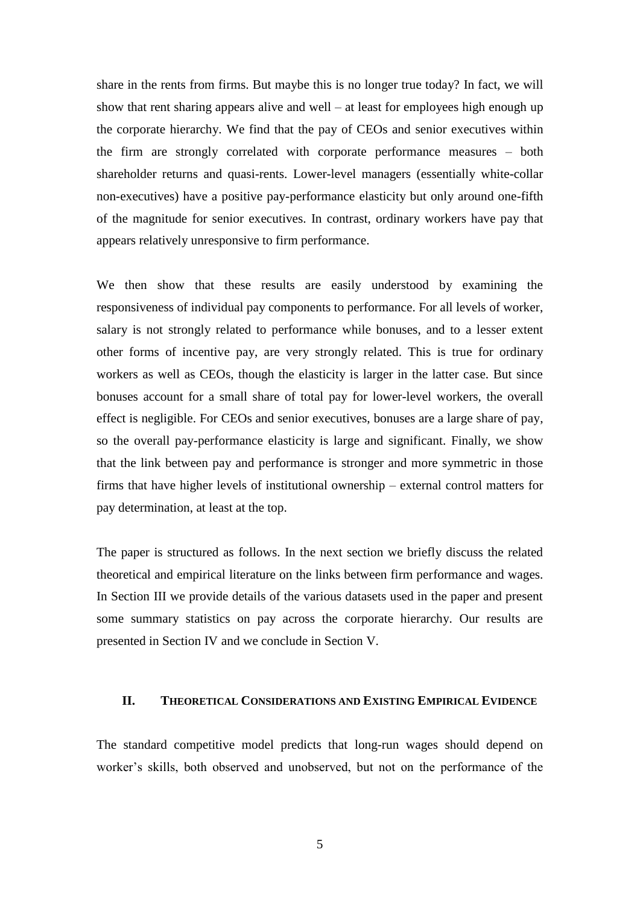share in the rents from firms. But maybe this is no longer true today? In fact, we will show that rent sharing appears alive and well – at least for employees high enough up the corporate hierarchy. We find that the pay of CEOs and senior executives within the firm are strongly correlated with corporate performance measures – both shareholder returns and quasi-rents. Lower-level managers (essentially white-collar non-executives) have a positive pay-performance elasticity but only around one-fifth of the magnitude for senior executives. In contrast, ordinary workers have pay that appears relatively unresponsive to firm performance.

We then show that these results are easily understood by examining the responsiveness of individual pay components to performance. For all levels of worker, salary is not strongly related to performance while bonuses, and to a lesser extent other forms of incentive pay, are very strongly related. This is true for ordinary workers as well as CEOs, though the elasticity is larger in the latter case. But since bonuses account for a small share of total pay for lower-level workers, the overall effect is negligible. For CEOs and senior executives, bonuses are a large share of pay, so the overall pay-performance elasticity is large and significant. Finally, we show that the link between pay and performance is stronger and more symmetric in those firms that have higher levels of institutional ownership – external control matters for pay determination, at least at the top.

The paper is structured as follows. In the next section we briefly discuss the related theoretical and empirical literature on the links between firm performance and wages. In Section III we provide details of the various datasets used in the paper and present some summary statistics on pay across the corporate hierarchy. Our results are presented in Section IV and we conclude in Section V.

## II. Theoretical Considerations and Existing Empirical Evidence

The standard competitive model predicts that long-run wages should depend on worker's skills, both observed and unobserved, but not on the performance of the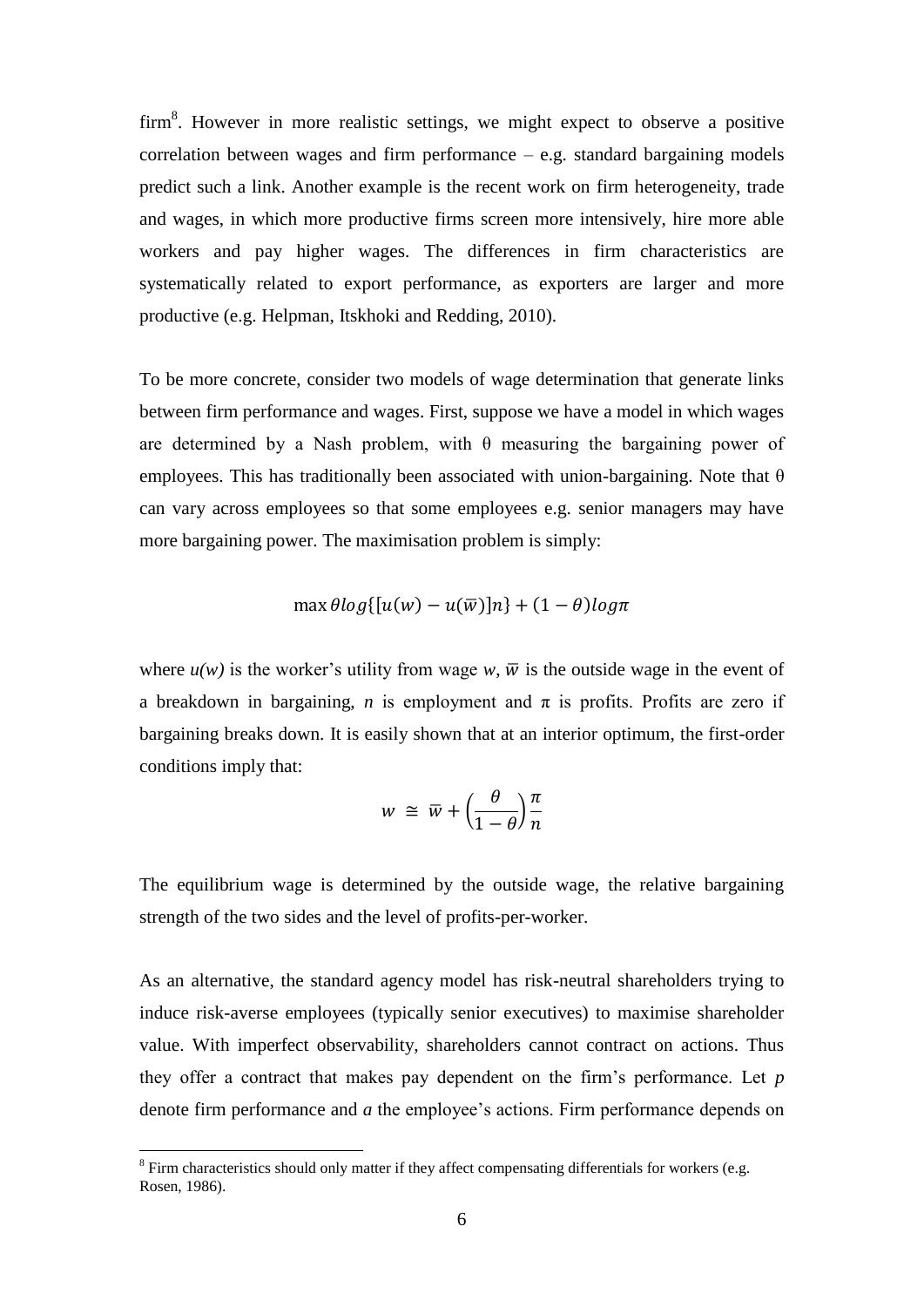firm[8]. However in more realistic settings, we might expect to observe a positive correlation between wages and firm performance – e.g. standard bargaining models predict such a link. Another example is the recent work on firm heterogeneity, trade and wages, in which more productive firms screen more intensively, hire more able workers and pay higher wages. The differences in firm characteristics are systematically related to export performance, as exporters are larger and more productive (e.g. Helpman, Itskhoki and Redding, 2010).

To be more concrete, consider two models of wage determination that generate links between firm performance and wages. First, suppose we have a model in which wages are determined by a Nash problem, with θ measuring the bargaining power of employees. This has traditionally been associated with union-bargaining. Note that θ can vary across employees so that some employees e.g. senior managers may have more bargaining power. The maximisation problem is simply:

$$\max \theta log\{[u(w) - u(\bar{w})]n\} + (1 - \theta) log \pi$$

where $u(w)$ is the worker's utility from wage $w$, $\bar{w}$ is the outside wage in the event of a breakdown in bargaining, $n$ is employment and $\pi$ is profits. Profits are zero if bargaining breaks down. It is easily shown that at an interior optimum, the first-order conditions imply that:

$$w \cong \bar{w} + \left(\frac{\theta}{1-\theta}\right)\frac{\pi}{n}$$

The equilibrium wage is determined by the outside wage, the relative bargaining strength of the two sides and the level of profits-per-worker.

As an alternative, the standard agency model has risk-neutral shareholders trying to induce risk-averse employees (typically senior executives) to maximise shareholder value. With imperfect observability, shareholders cannot contract on actions. Thus they offer a contract that makes pay dependent on the firm's performance. Let $p$ denote firm performance and $a$ the employee's actions. Firm performance depends on

[8] Firm characteristics should only matter if they affect compensating differentials for workers (e.g. Rosen, 1986).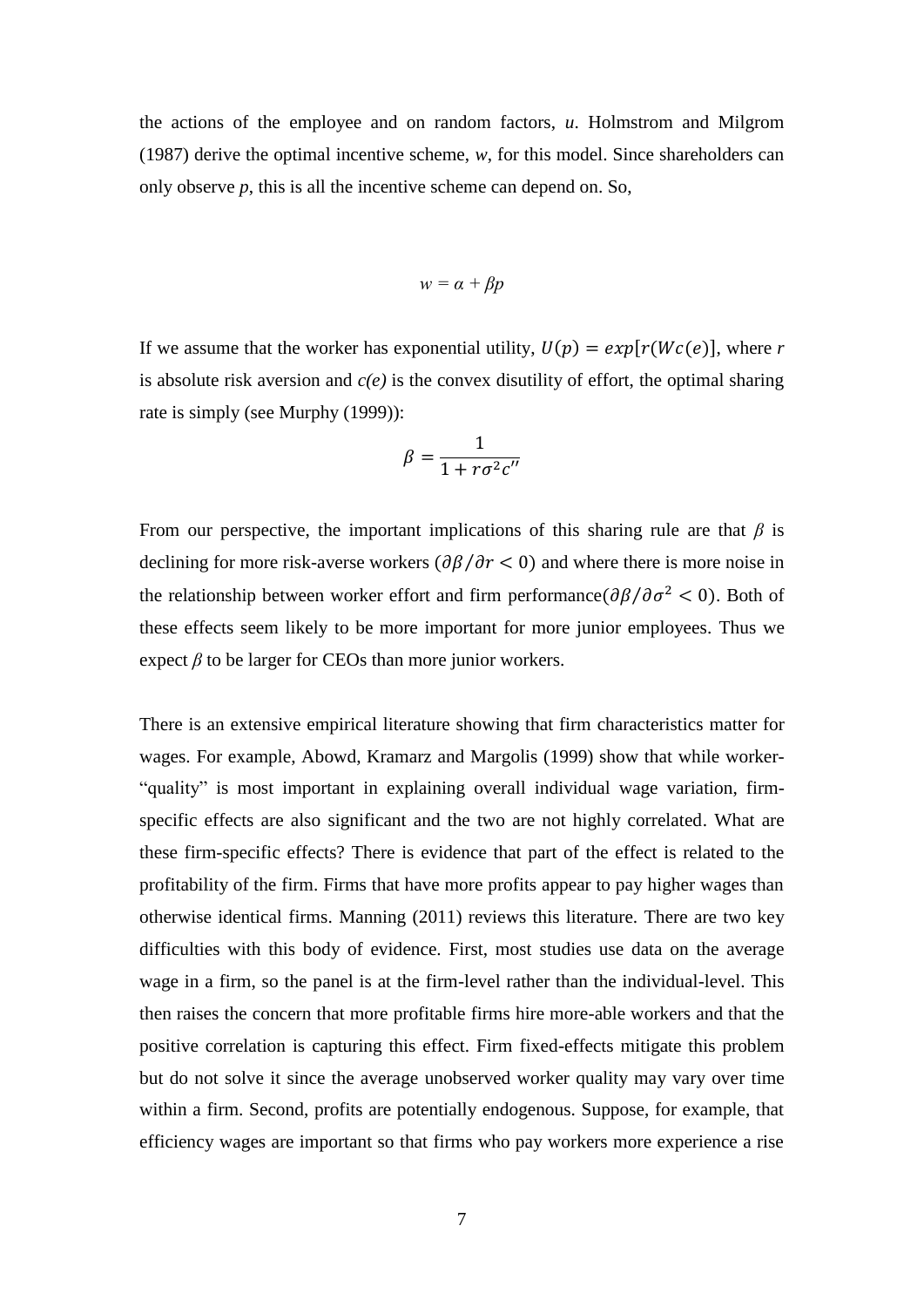the actions of the employee and on random factors, *u*. Holmstrom and Milgrom (1987) derive the optimal incentive scheme, *w*, for this model. Since shareholders can only observe *p*, this is all the incentive scheme can depend on. So,

$$w = \alpha + \beta p$$

If we assume that the worker has exponential utility, $U(p) = exp[r(Wc(e)]$, where $r$ is absolute risk aversion and $c(e)$ is the convex disutility of effort, the optimal sharing rate is simply (see Murphy (1999)):

$$\beta = \frac{1}{1 + r\sigma^2 c''}$$

From our perspective, the important implications of this sharing rule are that $\beta$ is declining for more risk-averse workers ($\partial\beta/\partial r < 0$) and where there is more noise in the relationship between worker effort and firm performance($\partial\beta/\partial\sigma^2 < 0$). Both of these effects seem likely to be more important for more junior employees. Thus we expect $\beta$ to be larger for CEOs than more junior workers.

There is an extensive empirical literature showing that firm characteristics matter for wages. For example, Abowd, Kramarz and Margolis (1999) show that while worker-"quality" is most important in explaining overall individual wage variation, firm-specific effects are also significant and the two are not highly correlated. What are these firm-specific effects? There is evidence that part of the effect is related to the profitability of the firm. Firms that have more profits appear to pay higher wages than otherwise identical firms. Manning (2011) reviews this literature. There are two key difficulties with this body of evidence. First, most studies use data on the average wage in a firm, so the panel is at the firm-level rather than the individual-level. This then raises the concern that more profitable firms hire more-able workers and that the positive correlation is capturing this effect. Firm fixed-effects mitigate this problem but do not solve it since the average unobserved worker quality may vary over time within a firm. Second, profits are potentially endogenous. Suppose, for example, that efficiency wages are important so that firms who pay workers more experience a rise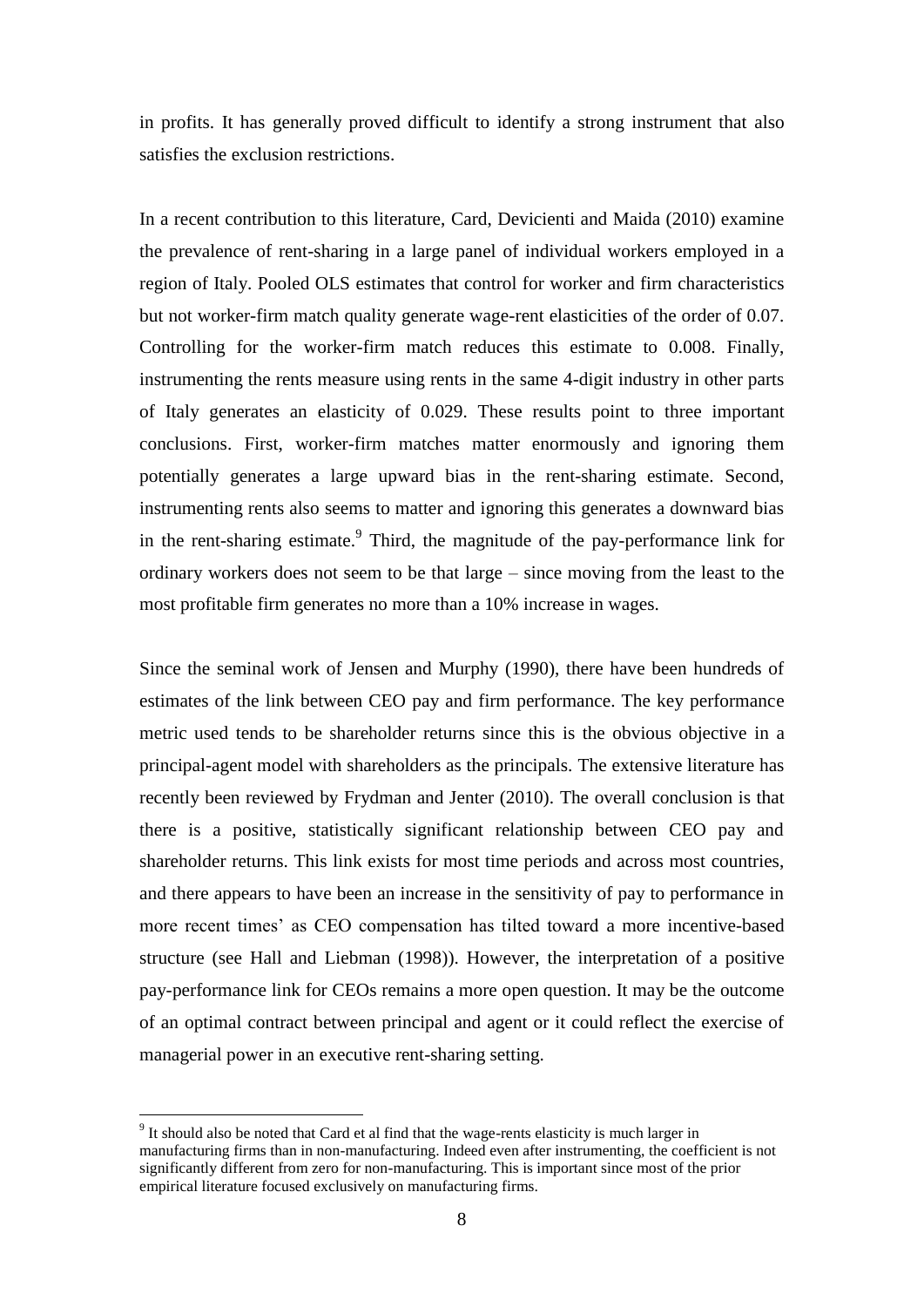in profits. It has generally proved difficult to identify a strong instrument that also satisfies the exclusion restrictions.

In a recent contribution to this literature, Card, Devicienti and Maida (2010) examine the prevalence of rent-sharing in a large panel of individual workers employed in a region of Italy. Pooled OLS estimates that control for worker and firm characteristics but not worker-firm match quality generate wage-rent elasticities of the order of 0.07. Controlling for the worker-firm match reduces this estimate to 0.008. Finally, instrumenting the rents measure using rents in the same 4-digit industry in other parts of Italy generates an elasticity of 0.029. These results point to three important conclusions. First, worker-firm matches matter enormously and ignoring them potentially generates a large upward bias in the rent-sharing estimate. Second, instrumenting rents also seems to matter and ignoring this generates a downward bias in the rent-sharing estimate.[9] Third, the magnitude of the pay-performance link for ordinary workers does not seem to be that large – since moving from the least to the most profitable firm generates no more than a 10% increase in wages.

Since the seminal work of Jensen and Murphy (1990), there have been hundreds of estimates of the link between CEO pay and firm performance. The key performance metric used tends to be shareholder returns since this is the obvious objective in a principal-agent model with shareholders as the principals. The extensive literature has recently been reviewed by Frydman and Jenter (2010). The overall conclusion is that there is a positive, statistically significant relationship between CEO pay and shareholder returns. This link exists for most time periods and across most countries, and there appears to have been an increase in the sensitivity of pay to performance in more recent times' as CEO compensation has tilted toward a more incentive-based structure (see Hall and Liebman (1998)). However, the interpretation of a positive pay-performance link for CEOs remains a more open question. It may be the outcome of an optimal contract between principal and agent or it could reflect the exercise of managerial power in an executive rent-sharing setting.

---

[9] It should also be noted that Card et al find that the wage-rents elasticity is much larger in manufacturing firms than in non-manufacturing. Indeed even after instrumenting, the coefficient is not significantly different from zero for non-manufacturing. This is important since most of the prior empirical literature focused exclusively on manufacturing firms.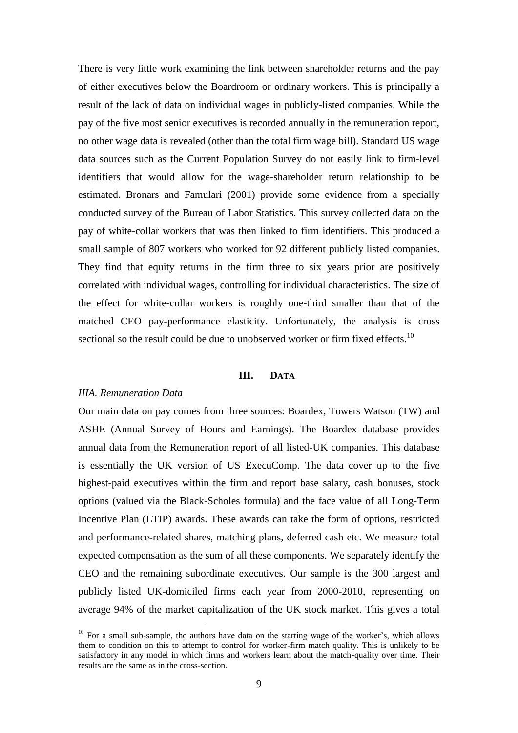There is very little work examining the link between shareholder returns and the pay of either executives below the Boardroom or ordinary workers. This is principally a result of the lack of data on individual wages in publicly-listed companies. While the pay of the five most senior executives is recorded annually in the remuneration report, no other wage data is revealed (other than the total firm wage bill). Standard US wage data sources such as the Current Population Survey do not easily link to firm-level identifiers that would allow for the wage-shareholder return relationship to be estimated. Bronars and Famulari (2001) provide some evidence from a specially conducted survey of the Bureau of Labor Statistics. This survey collected data on the pay of white-collar workers that was then linked to firm identifiers. This produced a small sample of 807 workers who worked for 92 different publicly listed companies. They find that equity returns in the firm three to six years prior are positively correlated with individual wages, controlling for individual characteristics. The size of the effect for white-collar workers is roughly one-third smaller than that of the matched CEO pay-performance elasticity. Unfortunately, the analysis is cross sectional so the result could be due to unobserved worker or firm fixed effects.[10]

## III. DATA

### *IIIA. Remuneration Data*

Our main data on pay comes from three sources: Boardex, Towers Watson (TW) and ASHE (Annual Survey of Hours and Earnings). The Boardex database provides annual data from the Remuneration report of all listed-UK companies. This database is essentially the UK version of US ExecuComp. The data cover up to the five highest-paid executives within the firm and report base salary, cash bonuses, stock options (valued via the Black-Scholes formula) and the face value of all Long-Term Incentive Plan (LTIP) awards. These awards can take the form of options, restricted and performance-related shares, matching plans, deferred cash etc. We measure total expected compensation as the sum of all these components. We separately identify the CEO and the remaining subordinate executives. Our sample is the 300 largest and publicly listed UK-domiciled firms each year from 2000-2010, representing on average 94% of the market capitalization of the UK stock market. This gives a total

[10] For a small sub-sample, the authors have data on the starting wage of the worker's, which allows them to condition on this to attempt to control for worker-firm match quality. This is unlikely to be satisfactory in any model in which firms and workers learn about the match-quality over time. Their results are the same as in the cross-section.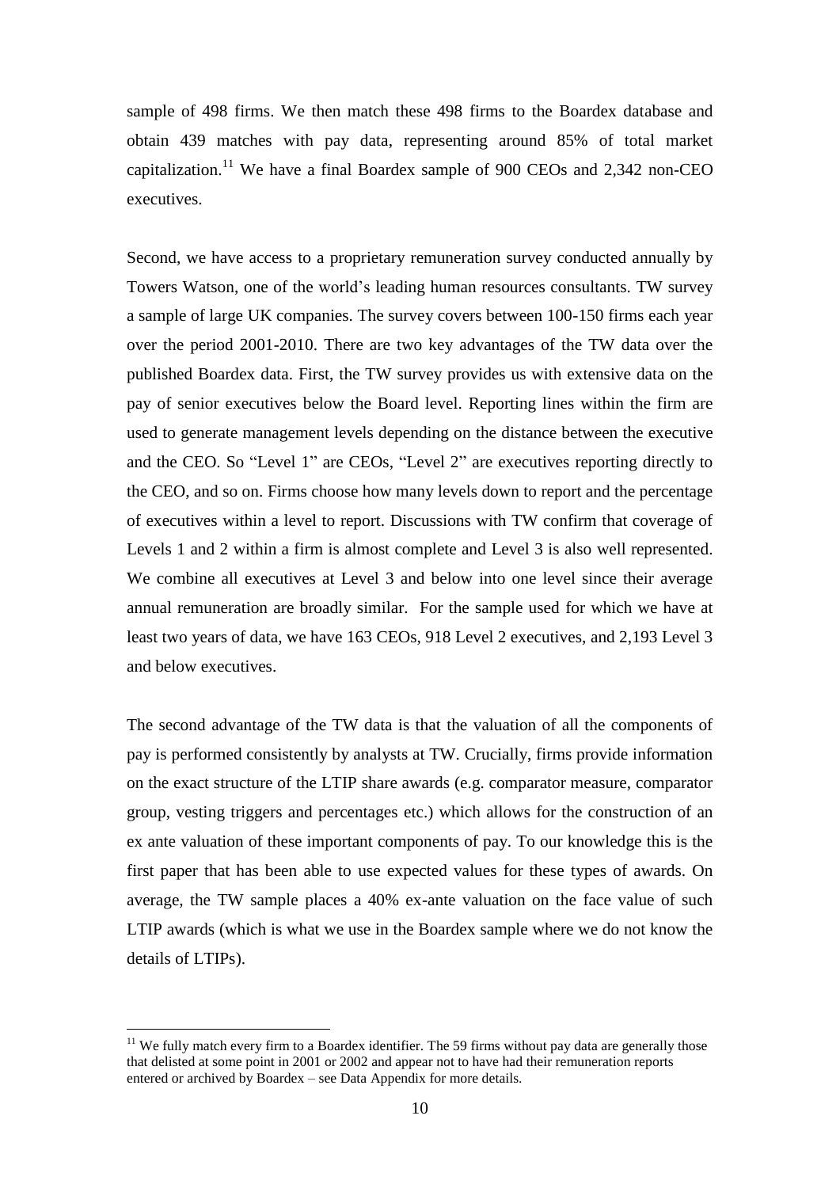sample of 498 firms. We then match these 498 firms to the Boardex database and obtain 439 matches with pay data, representing around 85% of total market capitalization.[11] We have a final Boardex sample of 900 CEOs and 2,342 non-CEO executives.

Second, we have access to a proprietary remuneration survey conducted annually by Towers Watson, one of the world's leading human resources consultants. TW survey a sample of large UK companies. The survey covers between 100-150 firms each year over the period 2001-2010. There are two key advantages of the TW data over the published Boardex data. First, the TW survey provides us with extensive data on the pay of senior executives below the Board level. Reporting lines within the firm are used to generate management levels depending on the distance between the executive and the CEO. So "Level 1" are CEOs, "Level 2" are executives reporting directly to the CEO, and so on. Firms choose how many levels down to report and the percentage of executives within a level to report. Discussions with TW confirm that coverage of Levels 1 and 2 within a firm is almost complete and Level 3 is also well represented. We combine all executives at Level 3 and below into one level since their average annual remuneration are broadly similar. For the sample used for which we have at least two years of data, we have 163 CEOs, 918 Level 2 executives, and 2,193 Level 3 and below executives.

The second advantage of the TW data is that the valuation of all the components of pay is performed consistently by analysts at TW. Crucially, firms provide information on the exact structure of the LTIP share awards (e.g. comparator measure, comparator group, vesting triggers and percentages etc.) which allows for the construction of an ex ante valuation of these important components of pay. To our knowledge this is the first paper that has been able to use expected values for these types of awards. On average, the TW sample places a 40% ex-ante valuation on the face value of such LTIP awards (which is what we use in the Boardex sample where we do not know the details of LTIPs).

[11] We fully match every firm to a Boardex identifier. The 59 firms without pay data are generally those that delisted at some point in 2001 or 2002 and appear not to have had their remuneration reports entered or archived by Boardex – see Data Appendix for more details.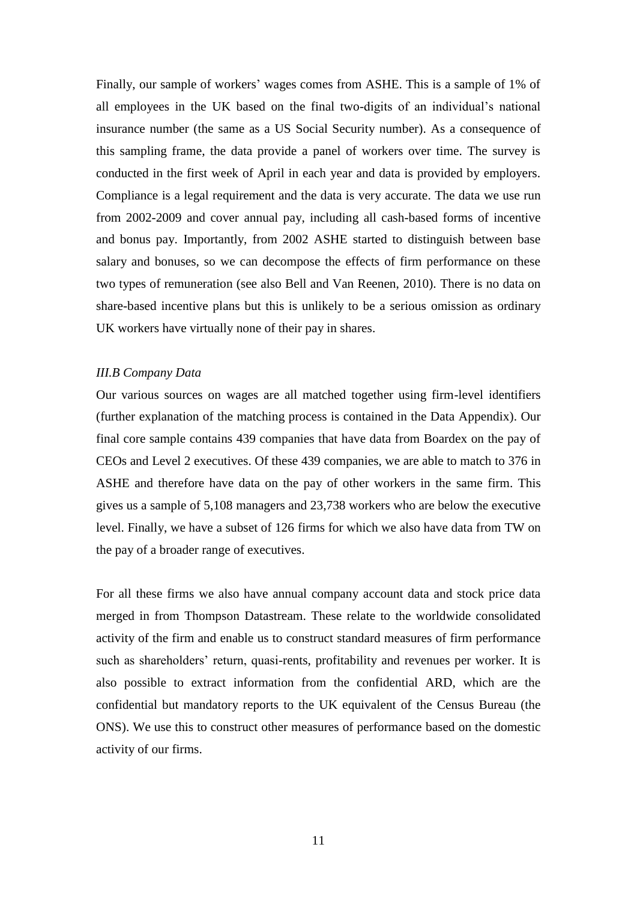Finally, our sample of workers' wages comes from ASHE. This is a sample of 1% of all employees in the UK based on the final two-digits of an individual's national insurance number (the same as a US Social Security number). As a consequence of this sampling frame, the data provide a panel of workers over time. The survey is conducted in the first week of April in each year and data is provided by employers. Compliance is a legal requirement and the data is very accurate. The data we use run from 2002-2009 and cover annual pay, including all cash-based forms of incentive and bonus pay. Importantly, from 2002 ASHE started to distinguish between base salary and bonuses, so we can decompose the effects of firm performance on these two types of remuneration (see also Bell and Van Reenen, 2010). There is no data on share-based incentive plans but this is unlikely to be a serious omission as ordinary UK workers have virtually none of their pay in shares.

### *III.B Company Data*

Our various sources on wages are all matched together using firm-level identifiers (further explanation of the matching process is contained in the Data Appendix). Our final core sample contains 439 companies that have data from Boardex on the pay of CEOs and Level 2 executives. Of these 439 companies, we are able to match to 376 in ASHE and therefore have data on the pay of other workers in the same firm. This gives us a sample of 5,108 managers and 23,738 workers who are below the executive level. Finally, we have a subset of 126 firms for which we also have data from TW on the pay of a broader range of executives.

For all these firms we also have annual company account data and stock price data merged in from Thompson Datastream. These relate to the worldwide consolidated activity of the firm and enable us to construct standard measures of firm performance such as shareholders' return, quasi-rents, profitability and revenues per worker. It is also possible to extract information from the confidential ARD, which are the confidential but mandatory reports to the UK equivalent of the Census Bureau (the ONS). We use this to construct other measures of performance based on the domestic activity of our firms.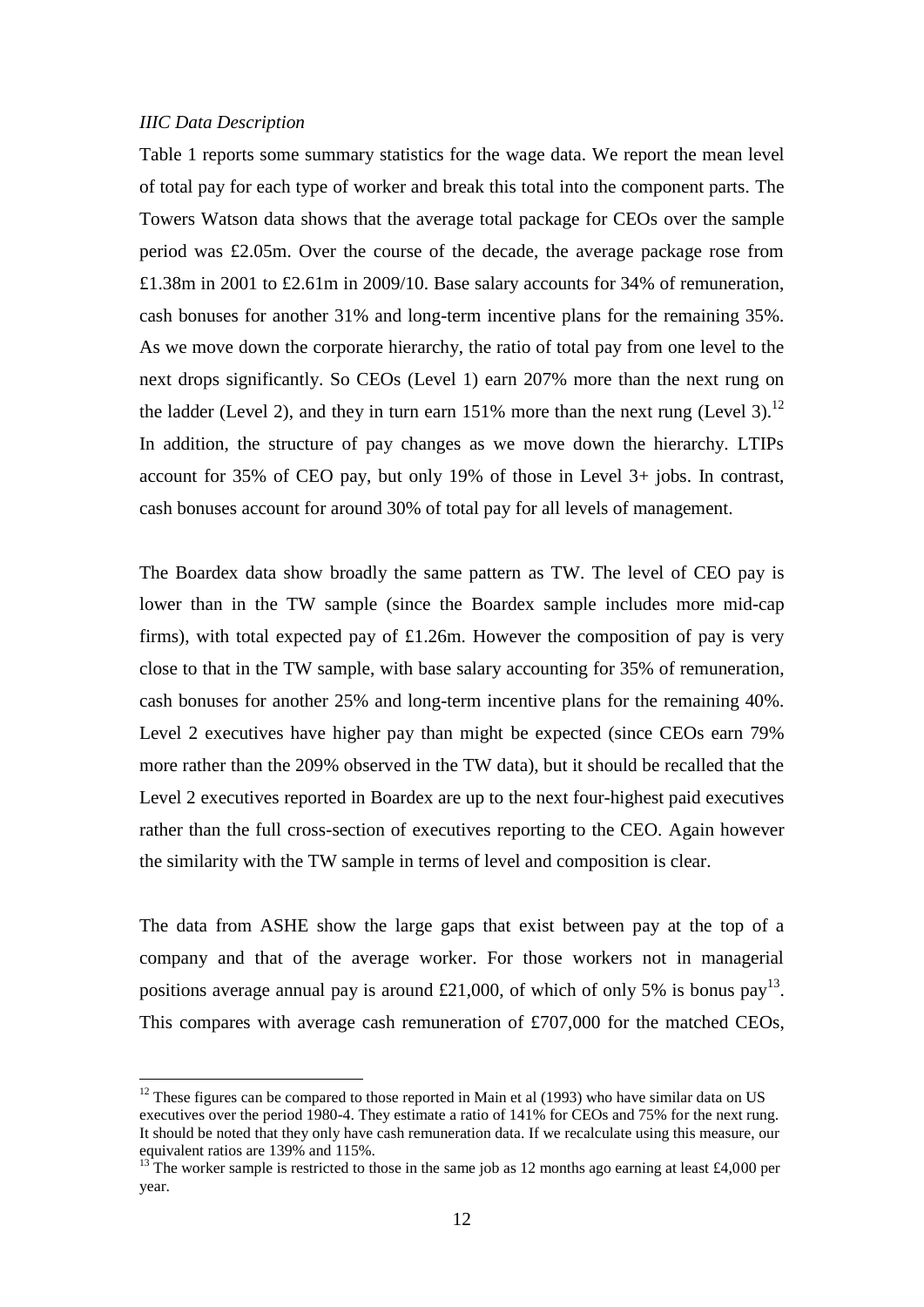*IIIC Data Description*

Table 1 reports some summary statistics for the wage data. We report the mean level of total pay for each type of worker and break this total into the component parts. The Towers Watson data shows that the average total package for CEOs over the sample period was £2.05m. Over the course of the decade, the average package rose from £1.38m in 2001 to £2.61m in 2009/10. Base salary accounts for 34% of remuneration, cash bonuses for another 31% and long-term incentive plans for the remaining 35%. As we move down the corporate hierarchy, the ratio of total pay from one level to the next drops significantly. So CEOs (Level 1) earn 207% more than the next rung on the ladder (Level 2), and they in turn earn 151% more than the next rung (Level 3).[12] In addition, the structure of pay changes as we move down the hierarchy. LTIPs account for 35% of CEO pay, but only 19% of those in Level 3+ jobs. In contrast, cash bonuses account for around 30% of total pay for all levels of management.

The Boardex data show broadly the same pattern as TW. The level of CEO pay is lower than in the TW sample (since the Boardex sample includes more mid-cap firms), with total expected pay of £1.26m. However the composition of pay is very close to that in the TW sample, with base salary accounting for 35% of remuneration, cash bonuses for another 25% and long-term incentive plans for the remaining 40%. Level 2 executives have higher pay than might be expected (since CEOs earn 79% more rather than the 209% observed in the TW data), but it should be recalled that the Level 2 executives reported in Boardex are up to the next four-highest paid executives rather than the full cross-section of executives reporting to the CEO. Again however the similarity with the TW sample in terms of level and composition is clear.

The data from ASHE show the large gaps that exist between pay at the top of a company and that of the average worker. For those workers not in managerial positions average annual pay is around £21,000, of which of only 5% is bonus pay[13]. This compares with average cash remuneration of £707,000 for the matched CEOs,

---

[12] These figures can be compared to those reported in Main et al (1993) who have similar data on US executives over the period 1980-4. They estimate a ratio of 141% for CEOs and 75% for the next rung. It should be noted that they only have cash remuneration data. If we recalculate using this measure, our equivalent ratios are 139% and 115%.

[13] The worker sample is restricted to those in the same job as 12 months ago earning at least £4,000 per year.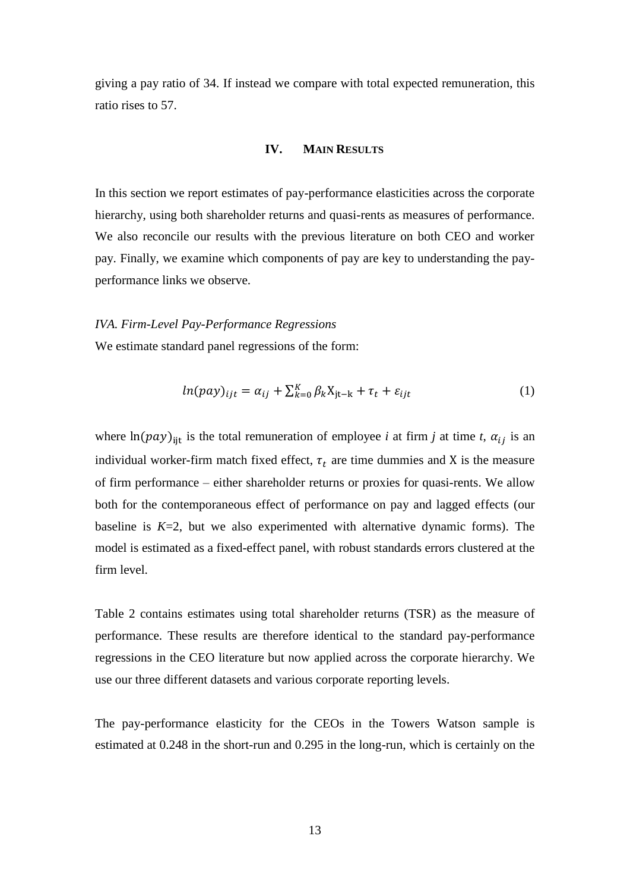giving a pay ratio of 34. If instead we compare with total expected remuneration, this ratio rises to 57.

## IV. MAIN RESULTS

In this section we report estimates of pay-performance elasticities across the corporate hierarchy, using both shareholder returns and quasi-rents as measures of performance. We also reconcile our results with the previous literature on both CEO and worker pay. Finally, we examine which components of pay are key to understanding the pay-performance links we observe.

### *IVA. Firm-Level Pay-Performance Regressions*

We estimate standard panel regressions of the form:

$$ln(pay)_{ijt} = \alpha_{ij} + \sum_{k=0}^{K} \beta_k \mathrm{X}_{\mathrm{jt-k}} + \tau_t + \varepsilon_{ijt} \qquad (1)$$

where $\ln(pay)_{\mathrm{ijt}}$ is the total remuneration of employee *i* at firm *j* at time *t*, $\alpha_{ij}$ is an individual worker-firm match fixed effect, $\tau_t$ are time dummies and X is the measure of firm performance – either shareholder returns or proxies for quasi-rents. We allow both for the contemporaneous effect of performance on pay and lagged effects (our baseline is *K*=2, but we also experimented with alternative dynamic forms). The model is estimated as a fixed-effect panel, with robust standards errors clustered at the firm level.

Table 2 contains estimates using total shareholder returns (TSR) as the measure of performance. These results are therefore identical to the standard pay-performance regressions in the CEO literature but now applied across the corporate hierarchy. We use our three different datasets and various corporate reporting levels.

The pay-performance elasticity for the CEOs in the Towers Watson sample is estimated at 0.248 in the short-run and 0.295 in the long-run, which is certainly on the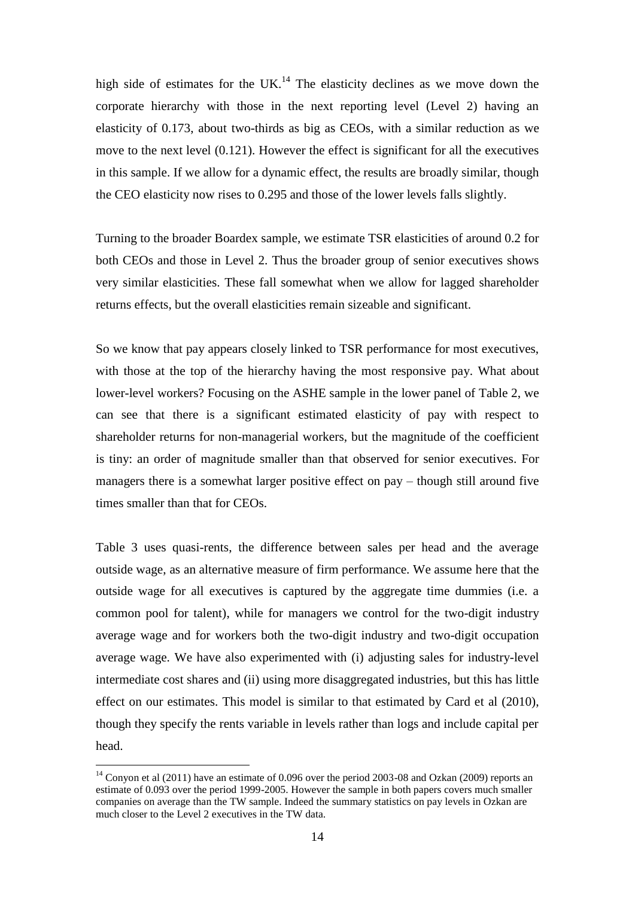high side of estimates for the UK.[14] The elasticity declines as we move down the corporate hierarchy with those in the next reporting level (Level 2) having an elasticity of 0.173, about two-thirds as big as CEOs, with a similar reduction as we move to the next level (0.121). However the effect is significant for all the executives in this sample. If we allow for a dynamic effect, the results are broadly similar, though the CEO elasticity now rises to 0.295 and those of the lower levels falls slightly.

Turning to the broader Boardex sample, we estimate TSR elasticities of around 0.2 for both CEOs and those in Level 2. Thus the broader group of senior executives shows very similar elasticities. These fall somewhat when we allow for lagged shareholder returns effects, but the overall elasticities remain sizeable and significant.

So we know that pay appears closely linked to TSR performance for most executives, with those at the top of the hierarchy having the most responsive pay. What about lower-level workers? Focusing on the ASHE sample in the lower panel of Table 2, we can see that there is a significant estimated elasticity of pay with respect to shareholder returns for non-managerial workers, but the magnitude of the coefficient is tiny: an order of magnitude smaller than that observed for senior executives. For managers there is a somewhat larger positive effect on pay – though still around five times smaller than that for CEOs.

Table 3 uses quasi-rents, the difference between sales per head and the average outside wage, as an alternative measure of firm performance. We assume here that the outside wage for all executives is captured by the aggregate time dummies (i.e. a common pool for talent), while for managers we control for the two-digit industry average wage and for workers both the two-digit industry and two-digit occupation average wage. We have also experimented with (i) adjusting sales for industry-level intermediate cost shares and (ii) using more disaggregated industries, but this has little effect on our estimates. This model is similar to that estimated by Card et al (2010), though they specify the rents variable in levels rather than logs and include capital per head.

[14] Conyon et al (2011) have an estimate of 0.096 over the period 2003-08 and Ozkan (2009) reports an estimate of 0.093 over the period 1999-2005. However the sample in both papers covers much smaller companies on average than the TW sample. Indeed the summary statistics on pay levels in Ozkan are much closer to the Level 2 executives in the TW data.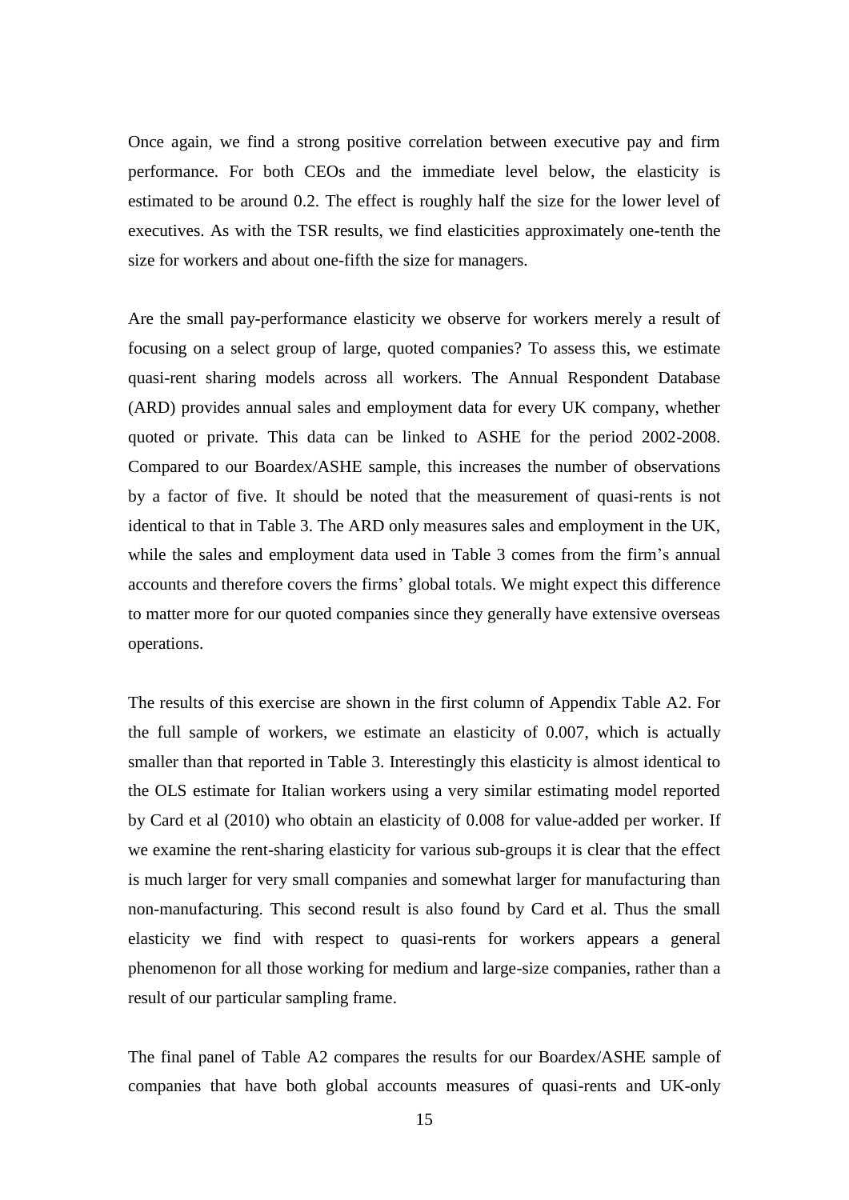Once again, we find a strong positive correlation between executive pay and firm performance. For both CEOs and the immediate level below, the elasticity is estimated to be around 0.2. The effect is roughly half the size for the lower level of executives. As with the TSR results, we find elasticities approximately one-tenth the size for workers and about one-fifth the size for managers.

Are the small pay-performance elasticity we observe for workers merely a result of focusing on a select group of large, quoted companies? To assess this, we estimate quasi-rent sharing models across all workers. The Annual Respondent Database (ARD) provides annual sales and employment data for every UK company, whether quoted or private. This data can be linked to ASHE for the period 2002-2008. Compared to our Boardex/ASHE sample, this increases the number of observations by a factor of five. It should be noted that the measurement of quasi-rents is not identical to that in Table 3. The ARD only measures sales and employment in the UK, while the sales and employment data used in Table 3 comes from the firm's annual accounts and therefore covers the firms' global totals. We might expect this difference to matter more for our quoted companies since they generally have extensive overseas operations.

The results of this exercise are shown in the first column of Appendix Table A2. For the full sample of workers, we estimate an elasticity of 0.007, which is actually smaller than that reported in Table 3. Interestingly this elasticity is almost identical to the OLS estimate for Italian workers using a very similar estimating model reported by Card et al (2010) who obtain an elasticity of 0.008 for value-added per worker. If we examine the rent-sharing elasticity for various sub-groups it is clear that the effect is much larger for very small companies and somewhat larger for manufacturing than non-manufacturing. This second result is also found by Card et al. Thus the small elasticity we find with respect to quasi-rents for workers appears a general phenomenon for all those working for medium and large-size companies, rather than a result of our particular sampling frame.

The final panel of Table A2 compares the results for our Boardex/ASHE sample of companies that have both global accounts measures of quasi-rents and UK-only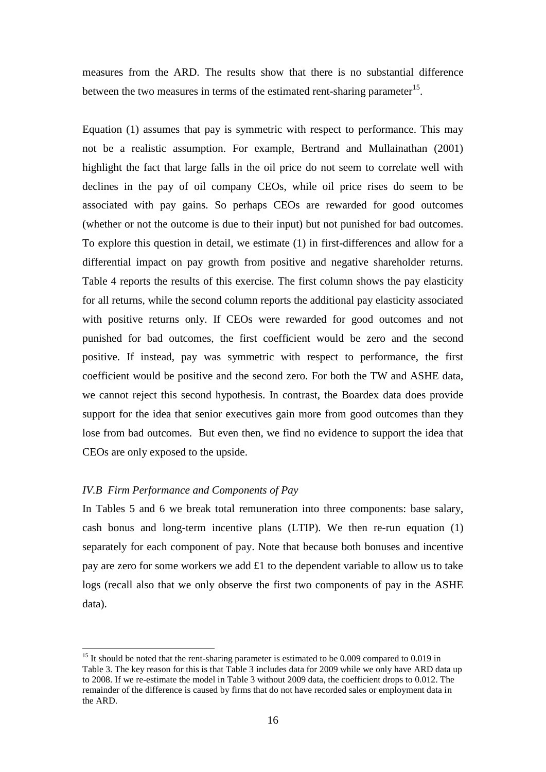measures from the ARD. The results show that there is no substantial difference between the two measures in terms of the estimated rent-sharing parameter[15].

Equation (1) assumes that pay is symmetric with respect to performance. This may not be a realistic assumption. For example, Bertrand and Mullainathan (2001) highlight the fact that large falls in the oil price do not seem to correlate well with declines in the pay of oil company CEOs, while oil price rises do seem to be associated with pay gains. So perhaps CEOs are rewarded for good outcomes (whether or not the outcome is due to their input) but not punished for bad outcomes. To explore this question in detail, we estimate (1) in first-differences and allow for a differential impact on pay growth from positive and negative shareholder returns. Table 4 reports the results of this exercise. The first column shows the pay elasticity for all returns, while the second column reports the additional pay elasticity associated with positive returns only. If CEOs were rewarded for good outcomes and not punished for bad outcomes, the first coefficient would be zero and the second positive. If instead, pay was symmetric with respect to performance, the first coefficient would be positive and the second zero. For both the TW and ASHE data, we cannot reject this second hypothesis. In contrast, the Boardex data does provide support for the idea that senior executives gain more from good outcomes than they lose from bad outcomes. But even then, we find no evidence to support the idea that CEOs are only exposed to the upside.

*IV.B Firm Performance and Components of Pay*

In Tables 5 and 6 we break total remuneration into three components: base salary, cash bonus and long-term incentive plans (LTIP). We then re-run equation (1) separately for each component of pay. Note that because both bonuses and incentive pay are zero for some workers we add £1 to the dependent variable to allow us to take logs (recall also that we only observe the first two components of pay in the ASHE data).

---

[15] It should be noted that the rent-sharing parameter is estimated to be 0.009 compared to 0.019 in Table 3. The key reason for this is that Table 3 includes data for 2009 while we only have ARD data up to 2008. If we re-estimate the model in Table 3 without 2009 data, the coefficient drops to 0.012. The remainder of the difference is caused by firms that do not have recorded sales or employment data in the ARD.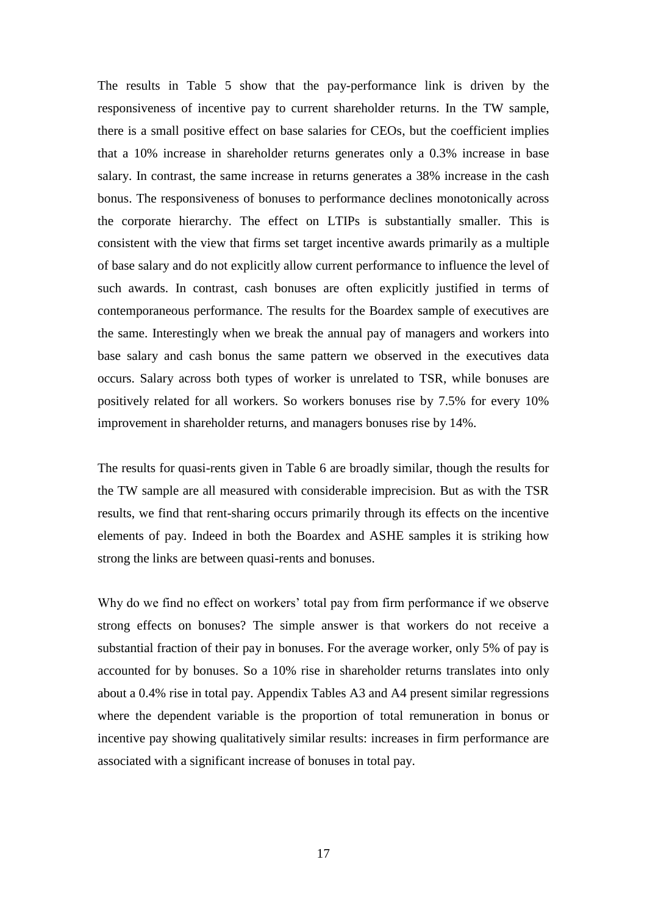The results in Table 5 show that the pay-performance link is driven by the responsiveness of incentive pay to current shareholder returns. In the TW sample, there is a small positive effect on base salaries for CEOs, but the coefficient implies that a 10% increase in shareholder returns generates only a 0.3% increase in base salary. In contrast, the same increase in returns generates a 38% increase in the cash bonus. The responsiveness of bonuses to performance declines monotonically across the corporate hierarchy. The effect on LTIPs is substantially smaller. This is consistent with the view that firms set target incentive awards primarily as a multiple of base salary and do not explicitly allow current performance to influence the level of such awards. In contrast, cash bonuses are often explicitly justified in terms of contemporaneous performance. The results for the Boardex sample of executives are the same. Interestingly when we break the annual pay of managers and workers into base salary and cash bonus the same pattern we observed in the executives data occurs. Salary across both types of worker is unrelated to TSR, while bonuses are positively related for all workers. So workers bonuses rise by 7.5% for every 10% improvement in shareholder returns, and managers bonuses rise by 14%.

The results for quasi-rents given in Table 6 are broadly similar, though the results for the TW sample are all measured with considerable imprecision. But as with the TSR results, we find that rent-sharing occurs primarily through its effects on the incentive elements of pay. Indeed in both the Boardex and ASHE samples it is striking how strong the links are between quasi-rents and bonuses.

Why do we find no effect on workers' total pay from firm performance if we observe strong effects on bonuses? The simple answer is that workers do not receive a substantial fraction of their pay in bonuses. For the average worker, only 5% of pay is accounted for by bonuses. So a 10% rise in shareholder returns translates into only about a 0.4% rise in total pay. Appendix Tables A3 and A4 present similar regressions where the dependent variable is the proportion of total remuneration in bonus or incentive pay showing qualitatively similar results: increases in firm performance are associated with a significant increase of bonuses in total pay.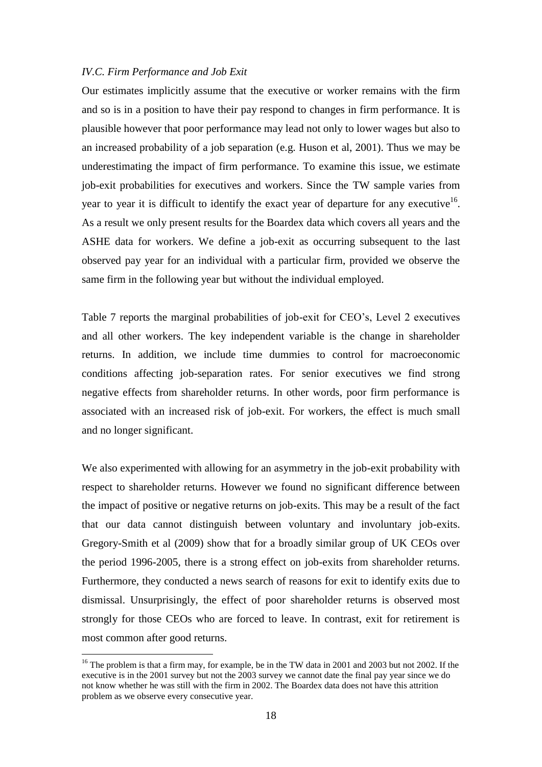### *IV.C. Firm Performance and Job Exit*

Our estimates implicitly assume that the executive or worker remains with the firm and so is in a position to have their pay respond to changes in firm performance. It is plausible however that poor performance may lead not only to lower wages but also to an increased probability of a job separation (e.g. Huson et al, 2001). Thus we may be underestimating the impact of firm performance. To examine this issue, we estimate job-exit probabilities for executives and workers. Since the TW sample varies from year to year it is difficult to identify the exact year of departure for any executive[16]. As a result we only present results for the Boardex data which covers all years and the ASHE data for workers. We define a job-exit as occurring subsequent to the last observed pay year for an individual with a particular firm, provided we observe the same firm in the following year but without the individual employed.

Table 7 reports the marginal probabilities of job-exit for CEO's, Level 2 executives and all other workers. The key independent variable is the change in shareholder returns. In addition, we include time dummies to control for macroeconomic conditions affecting job-separation rates. For senior executives we find strong negative effects from shareholder returns. In other words, poor firm performance is associated with an increased risk of job-exit. For workers, the effect is much small and no longer significant.

We also experimented with allowing for an asymmetry in the job-exit probability with respect to shareholder returns. However we found no significant difference between the impact of positive or negative returns on job-exits. This may be a result of the fact that our data cannot distinguish between voluntary and involuntary job-exits. Gregory-Smith et al (2009) show that for a broadly similar group of UK CEOs over the period 1996-2005, there is a strong effect on job-exits from shareholder returns. Furthermore, they conducted a news search of reasons for exit to identify exits due to dismissal. Unsurprisingly, the effect of poor shareholder returns is observed most strongly for those CEOs who are forced to leave. In contrast, exit for retirement is most common after good returns.

[16] The problem is that a firm may, for example, be in the TW data in 2001 and 2003 but not 2002. If the executive is in the 2001 survey but not the 2003 survey we cannot date the final pay year since we do not know whether he was still with the firm in 2002. The Boardex data does not have this attrition problem as we observe every consecutive year.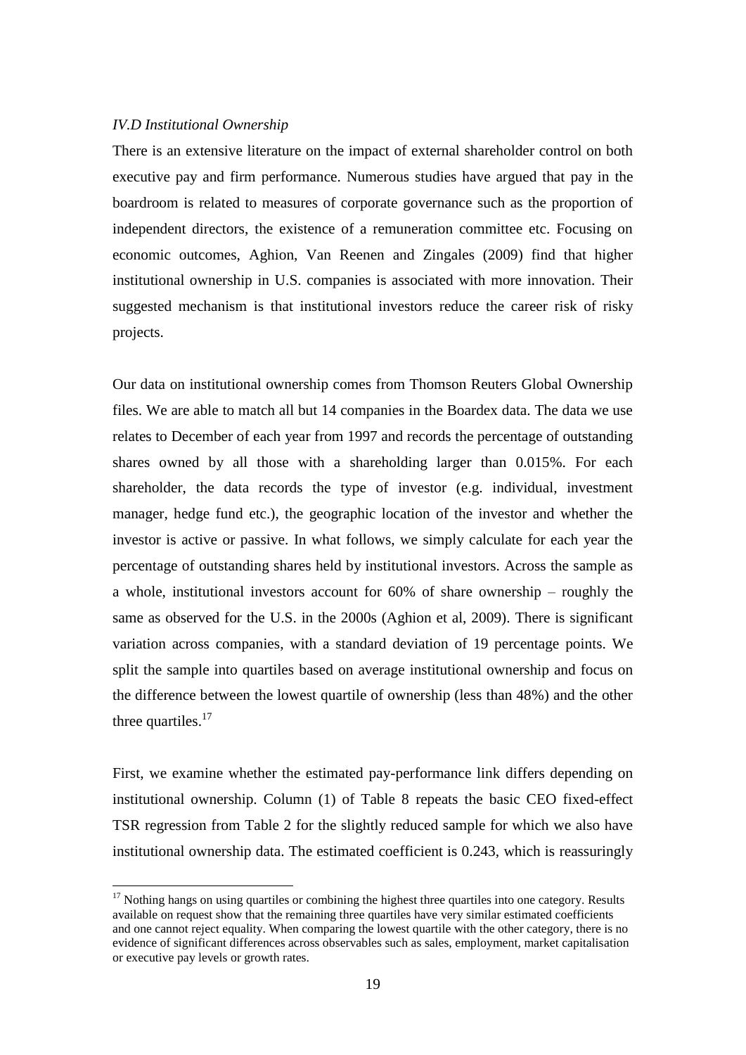### *IV.D Institutional Ownership*

There is an extensive literature on the impact of external shareholder control on both executive pay and firm performance. Numerous studies have argued that pay in the boardroom is related to measures of corporate governance such as the proportion of independent directors, the existence of a remuneration committee etc. Focusing on economic outcomes, Aghion, Van Reenen and Zingales (2009) find that higher institutional ownership in U.S. companies is associated with more innovation. Their suggested mechanism is that institutional investors reduce the career risk of risky projects.

Our data on institutional ownership comes from Thomson Reuters Global Ownership files. We are able to match all but 14 companies in the Boardex data. The data we use relates to December of each year from 1997 and records the percentage of outstanding shares owned by all those with a shareholding larger than 0.015%. For each shareholder, the data records the type of investor (e.g. individual, investment manager, hedge fund etc.), the geographic location of the investor and whether the investor is active or passive. In what follows, we simply calculate for each year the percentage of outstanding shares held by institutional investors. Across the sample as a whole, institutional investors account for 60% of share ownership – roughly the same as observed for the U.S. in the 2000s (Aghion et al, 2009). There is significant variation across companies, with a standard deviation of 19 percentage points. We split the sample into quartiles based on average institutional ownership and focus on the difference between the lowest quartile of ownership (less than 48%) and the other three quartiles.[17]

First, we examine whether the estimated pay-performance link differs depending on institutional ownership. Column (1) of Table 8 repeats the basic CEO fixed-effect TSR regression from Table 2 for the slightly reduced sample for which we also have institutional ownership data. The estimated coefficient is 0.243, which is reassuringly

[17] Nothing hangs on using quartiles or combining the highest three quartiles into one category. Results available on request show that the remaining three quartiles have very similar estimated coefficients and one cannot reject equality. When comparing the lowest quartile with the other category, there is no evidence of significant differences across observables such as sales, employment, market capitalisation or executive pay levels or growth rates.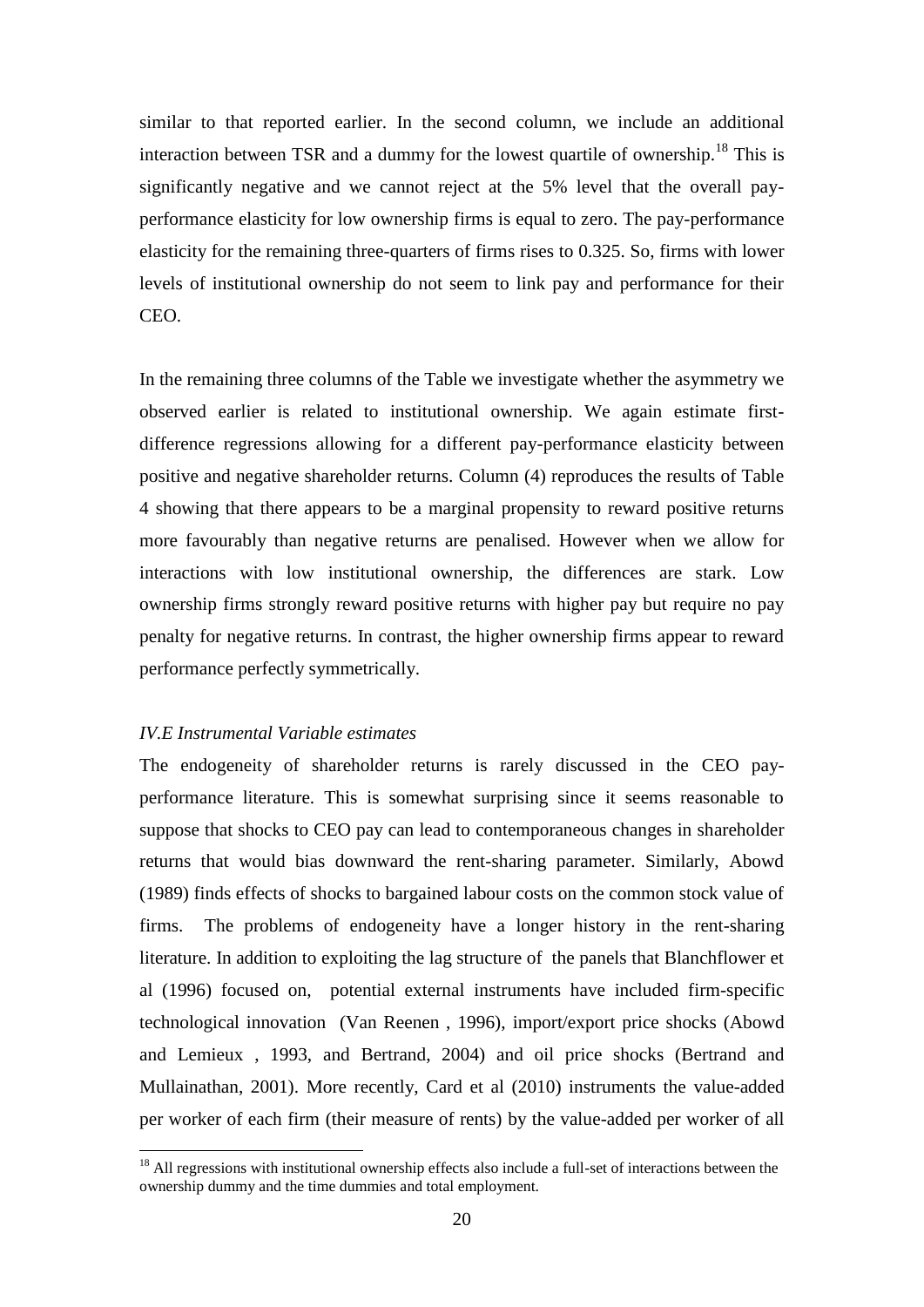similar to that reported earlier. In the second column, we include an additional interaction between TSR and a dummy for the lowest quartile of ownership.[18] This is significantly negative and we cannot reject at the 5% level that the overall pay-performance elasticity for low ownership firms is equal to zero. The pay-performance elasticity for the remaining three-quarters of firms rises to 0.325. So, firms with lower levels of institutional ownership do not seem to link pay and performance for their CEO.

In the remaining three columns of the Table we investigate whether the asymmetry we observed earlier is related to institutional ownership. We again estimate first-difference regressions allowing for a different pay-performance elasticity between positive and negative shareholder returns. Column (4) reproduces the results of Table 4 showing that there appears to be a marginal propensity to reward positive returns more favourably than negative returns are penalised. However when we allow for interactions with low institutional ownership, the differences are stark. Low ownership firms strongly reward positive returns with higher pay but require no pay penalty for negative returns. In contrast, the higher ownership firms appear to reward performance perfectly symmetrically.

### *IV.E Instrumental Variable estimates*

The endogeneity of shareholder returns is rarely discussed in the CEO pay-performance literature. This is somewhat surprising since it seems reasonable to suppose that shocks to CEO pay can lead to contemporaneous changes in shareholder returns that would bias downward the rent-sharing parameter. Similarly, Abowd (1989) finds effects of shocks to bargained labour costs on the common stock value of firms. The problems of endogeneity have a longer history in the rent-sharing literature. In addition to exploiting the lag structure of the panels that Blanchflower et al (1996) focused on, potential external instruments have included firm-specific technological innovation (Van Reenen , 1996), import/export price shocks (Abowd and Lemieux , 1993, and Bertrand, 2004) and oil price shocks (Bertrand and Mullainathan, 2001). More recently, Card et al (2010) instruments the value-added per worker of each firm (their measure of rents) by the value-added per worker of all

[18] All regressions with institutional ownership effects also include a full-set of interactions between the ownership dummy and the time dummies and total employment.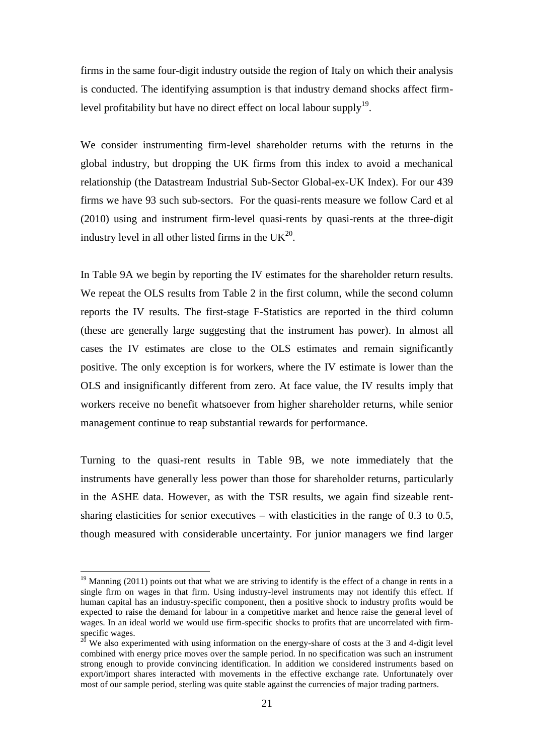firms in the same four-digit industry outside the region of Italy on which their analysis is conducted. The identifying assumption is that industry demand shocks affect firm-level profitability but have no direct effect on local labour supply[19].

We consider instrumenting firm-level shareholder returns with the returns in the global industry, but dropping the UK firms from this index to avoid a mechanical relationship (the Datastream Industrial Sub-Sector Global-ex-UK Index). For our 439 firms we have 93 such sub-sectors. For the quasi-rents measure we follow Card et al (2010) using and instrument firm-level quasi-rents by quasi-rents at the three-digit industry level in all other listed firms in the UK[20].

In Table 9A we begin by reporting the IV estimates for the shareholder return results. We repeat the OLS results from Table 2 in the first column, while the second column reports the IV results. The first-stage F-Statistics are reported in the third column (these are generally large suggesting that the instrument has power). In almost all cases the IV estimates are close to the OLS estimates and remain significantly positive. The only exception is for workers, where the IV estimate is lower than the OLS and insignificantly different from zero. At face value, the IV results imply that workers receive no benefit whatsoever from higher shareholder returns, while senior management continue to reap substantial rewards for performance.

Turning to the quasi-rent results in Table 9B, we note immediately that the instruments have generally less power than those for shareholder returns, particularly in the ASHE data. However, as with the TSR results, we again find sizeable rent-sharing elasticities for senior executives – with elasticities in the range of 0.3 to 0.5, though measured with considerable uncertainty. For junior managers we find larger

[19] Manning (2011) points out that what we are striving to identify is the effect of a change in rents in a single firm on wages in that firm. Using industry-level instruments may not identify this effect. If human capital has an industry-specific component, then a positive shock to industry profits would be expected to raise the demand for labour in a competitive market and hence raise the general level of wages. In an ideal world we would use firm-specific shocks to profits that are uncorrelated with firm-specific wages.

[20] We also experimented with using information on the energy-share of costs at the 3 and 4-digit level combined with energy price moves over the sample period. In no specification was such an instrument strong enough to provide convincing identification. In addition we considered instruments based on export/import shares interacted with movements in the effective exchange rate. Unfortunately over most of our sample period, sterling was quite stable against the currencies of major trading partners.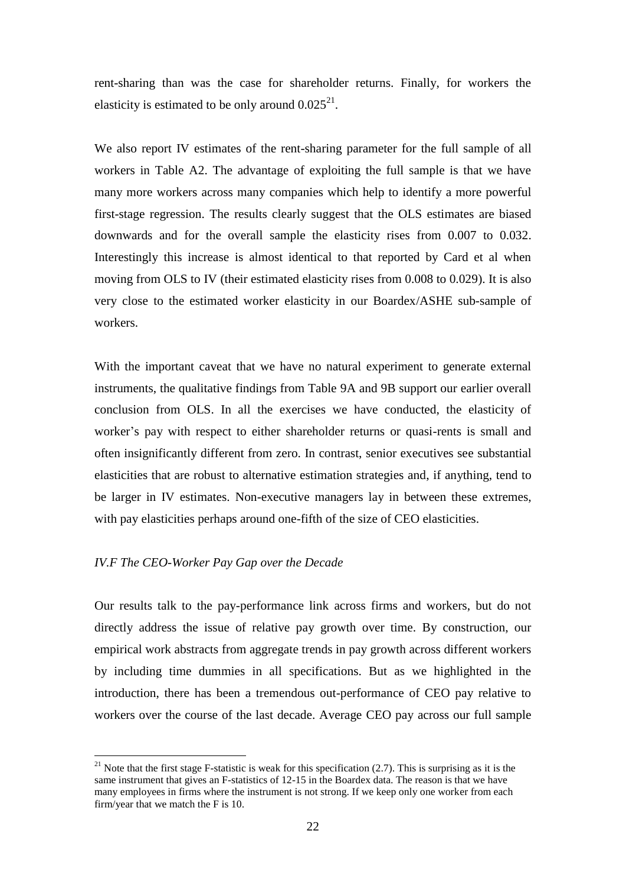rent-sharing than was the case for shareholder returns. Finally, for workers the elasticity is estimated to be only around 0.025[21].

We also report IV estimates of the rent-sharing parameter for the full sample of all workers in Table A2. The advantage of exploiting the full sample is that we have many more workers across many companies which help to identify a more powerful first-stage regression. The results clearly suggest that the OLS estimates are biased downwards and for the overall sample the elasticity rises from 0.007 to 0.032. Interestingly this increase is almost identical to that reported by Card et al when moving from OLS to IV (their estimated elasticity rises from 0.008 to 0.029). It is also very close to the estimated worker elasticity in our Boardex/ASHE sub-sample of workers.

With the important caveat that we have no natural experiment to generate external instruments, the qualitative findings from Table 9A and 9B support our earlier overall conclusion from OLS. In all the exercises we have conducted, the elasticity of worker's pay with respect to either shareholder returns or quasi-rents is small and often insignificantly different from zero. In contrast, senior executives see substantial elasticities that are robust to alternative estimation strategies and, if anything, tend to be larger in IV estimates. Non-executive managers lay in between these extremes, with pay elasticities perhaps around one-fifth of the size of CEO elasticities.

*IV.F The CEO-Worker Pay Gap over the Decade*

Our results talk to the pay-performance link across firms and workers, but do not directly address the issue of relative pay growth over time. By construction, our empirical work abstracts from aggregate trends in pay growth across different workers by including time dummies in all specifications. But as we highlighted in the introduction, there has been a tremendous out-performance of CEO pay relative to workers over the course of the last decade. Average CEO pay across our full sample

[21] Note that the first stage F-statistic is weak for this specification (2.7). This is surprising as it is the same instrument that gives an F-statistics of 12-15 in the Boardex data. The reason is that we have many employees in firms where the instrument is not strong. If we keep only one worker from each firm/year that we match the F is 10.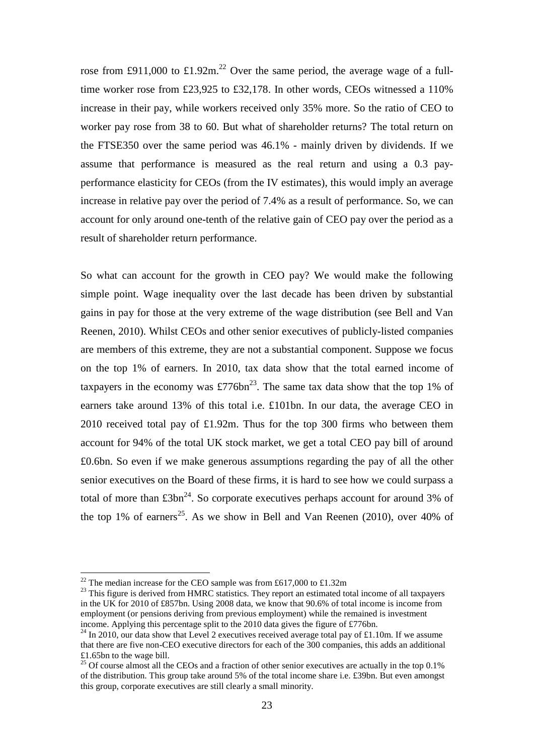rose from £911,000 to £1.92m.[22] Over the same period, the average wage of a full-time worker rose from £23,925 to £32,178. In other words, CEOs witnessed a 110% increase in their pay, while workers received only 35% more. So the ratio of CEO to worker pay rose from 38 to 60. But what of shareholder returns? The total return on the FTSE350 over the same period was 46.1% - mainly driven by dividends. If we assume that performance is measured as the real return and using a 0.3 pay-performance elasticity for CEOs (from the IV estimates), this would imply an average increase in relative pay over the period of 7.4% as a result of performance. So, we can account for only around one-tenth of the relative gain of CEO pay over the period as a result of shareholder return performance.

So what can account for the growth in CEO pay? We would make the following simple point. Wage inequality over the last decade has been driven by substantial gains in pay for those at the very extreme of the wage distribution (see Bell and Van Reenen, 2010). Whilst CEOs and other senior executives of publicly-listed companies are members of this extreme, they are not a substantial component. Suppose we focus on the top 1% of earners. In 2010, tax data show that the total earned income of taxpayers in the economy was £776bn[23]. The same tax data show that the top 1% of earners take around 13% of this total i.e. £101bn. In our data, the average CEO in 2010 received total pay of £1.92m. Thus for the top 300 firms who between them account for 94% of the total UK stock market, we get a total CEO pay bill of around £0.6bn. So even if we make generous assumptions regarding the pay of all the other senior executives on the Board of these firms, it is hard to see how we could surpass a total of more than £3bn[24]. So corporate executives perhaps account for around 3% of the top 1% of earners[25]. As we show in Bell and Van Reenen (2010), over 40% of

[22] The median increase for the CEO sample was from £617,000 to £1.32m

[23] This figure is derived from HMRC statistics. They report an estimated total income of all taxpayers in the UK for 2010 of £857bn. Using 2008 data, we know that 90.6% of total income is income from employment (or pensions deriving from previous employment) while the remained is investment income. Applying this percentage split to the 2010 data gives the figure of £776bn.

[24] In 2010, our data show that Level 2 executives received average total pay of £1.10m. If we assume that there are five non-CEO executive directors for each of the 300 companies, this adds an additional £1.65bn to the wage bill.

[25] Of course almost all the CEOs and a fraction of other senior executives are actually in the top 0.1% of the distribution. This group take around 5% of the total income share i.e. £39bn. But even amongst this group, corporate executives are still clearly a small minority.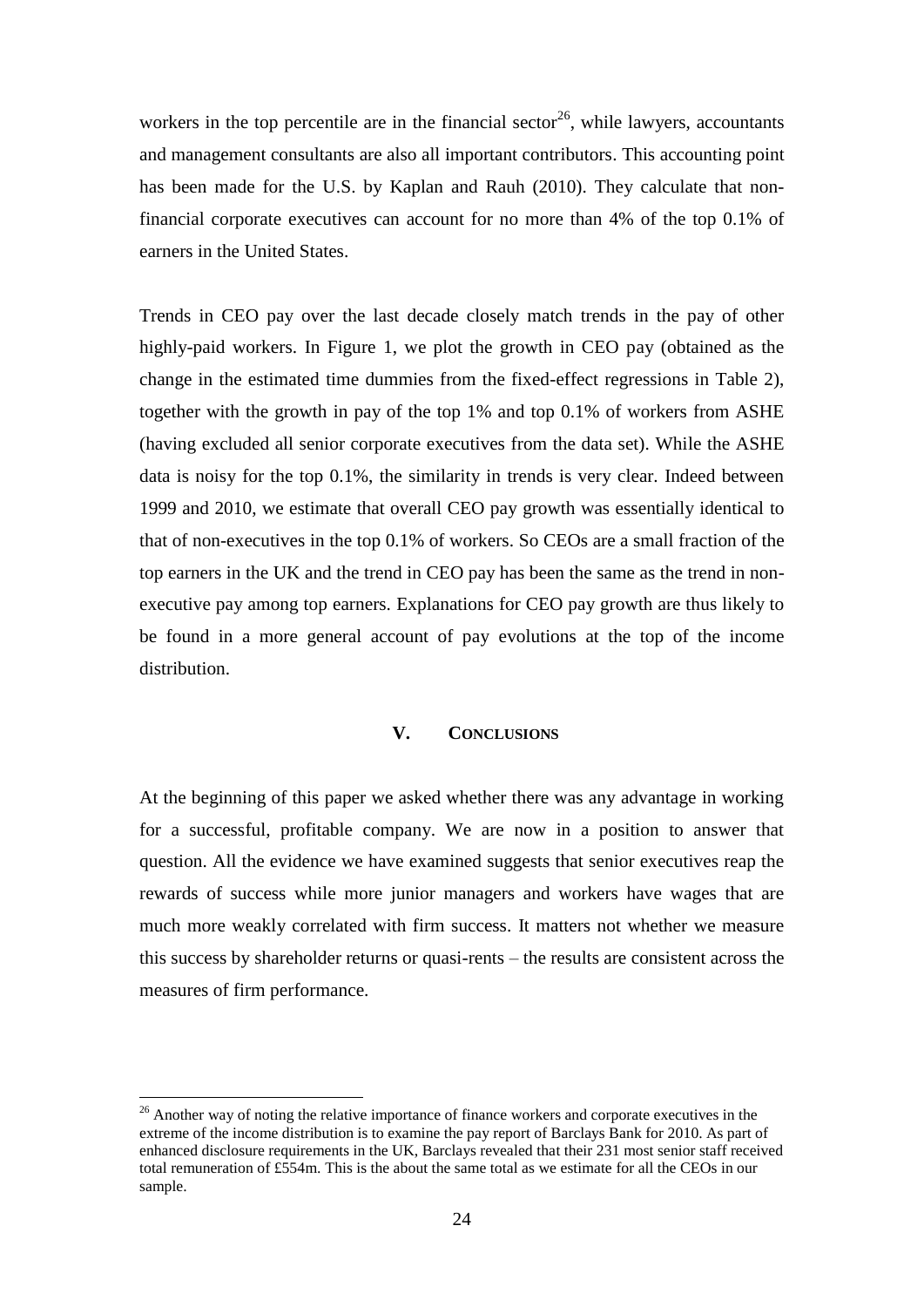workers in the top percentile are in the financial sector[26], while lawyers, accountants and management consultants are also all important contributors. This accounting point has been made for the U.S. by Kaplan and Rauh (2010). They calculate that non-financial corporate executives can account for no more than 4% of the top 0.1% of earners in the United States.

Trends in CEO pay over the last decade closely match trends in the pay of other highly-paid workers. In Figure 1, we plot the growth in CEO pay (obtained as the change in the estimated time dummies from the fixed-effect regressions in Table 2), together with the growth in pay of the top 1% and top 0.1% of workers from ASHE (having excluded all senior corporate executives from the data set). While the ASHE data is noisy for the top 0.1%, the similarity in trends is very clear. Indeed between 1999 and 2010, we estimate that overall CEO pay growth was essentially identical to that of non-executives in the top 0.1% of workers. So CEOs are a small fraction of the top earners in the UK and the trend in CEO pay has been the same as the trend in non-executive pay among top earners. Explanations for CEO pay growth are thus likely to be found in a more general account of pay evolutions at the top of the income distribution.

## V. CONCLUSIONS

At the beginning of this paper we asked whether there was any advantage in working for a successful, profitable company. We are now in a position to answer that question. All the evidence we have examined suggests that senior executives reap the rewards of success while more junior managers and workers have wages that are much more weakly correlated with firm success. It matters not whether we measure this success by shareholder returns or quasi-rents – the results are consistent across the measures of firm performance.

---

[26] Another way of noting the relative importance of finance workers and corporate executives in the extreme of the income distribution is to examine the pay report of Barclays Bank for 2010. As part of enhanced disclosure requirements in the UK, Barclays revealed that their 231 most senior staff received total remuneration of £554m. This is the about the same total as we estimate for all the CEOs in our sample.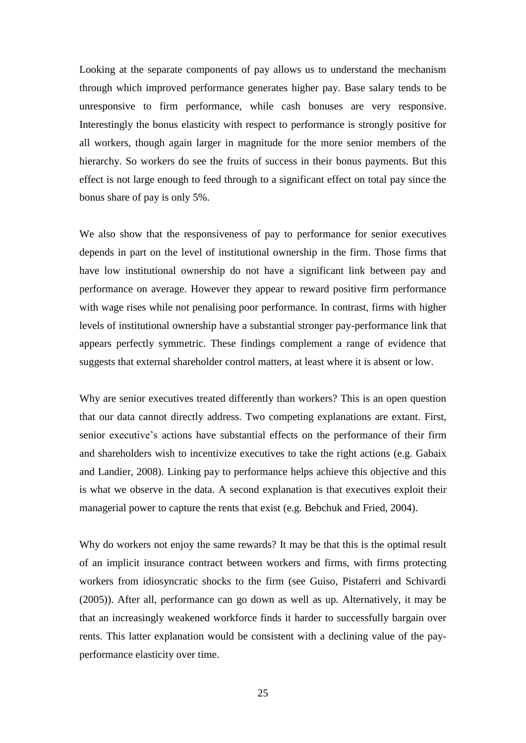Looking at the separate components of pay allows us to understand the mechanism through which improved performance generates higher pay. Base salary tends to be unresponsive to firm performance, while cash bonuses are very responsive. Interestingly the bonus elasticity with respect to performance is strongly positive for all workers, though again larger in magnitude for the more senior members of the hierarchy. So workers do see the fruits of success in their bonus payments. But this effect is not large enough to feed through to a significant effect on total pay since the bonus share of pay is only 5%.

We also show that the responsiveness of pay to performance for senior executives depends in part on the level of institutional ownership in the firm. Those firms that have low institutional ownership do not have a significant link between pay and performance on average. However they appear to reward positive firm performance with wage rises while not penalising poor performance. In contrast, firms with higher levels of institutional ownership have a substantial stronger pay-performance link that appears perfectly symmetric. These findings complement a range of evidence that suggests that external shareholder control matters, at least where it is absent or low.

Why are senior executives treated differently than workers? This is an open question that our data cannot directly address. Two competing explanations are extant. First, senior executive's actions have substantial effects on the performance of their firm and shareholders wish to incentivize executives to take the right actions (e.g. Gabaix and Landier, 2008). Linking pay to performance helps achieve this objective and this is what we observe in the data. A second explanation is that executives exploit their managerial power to capture the rents that exist (e.g. Bebchuk and Fried, 2004).

Why do workers not enjoy the same rewards? It may be that this is the optimal result of an implicit insurance contract between workers and firms, with firms protecting workers from idiosyncratic shocks to the firm (see Guiso, Pistaferri and Schivardi (2005)). After all, performance can go down as well as up. Alternatively, it may be that an increasingly weakened workforce finds it harder to successfully bargain over rents. This latter explanation would be consistent with a declining value of the pay-performance elasticity over time.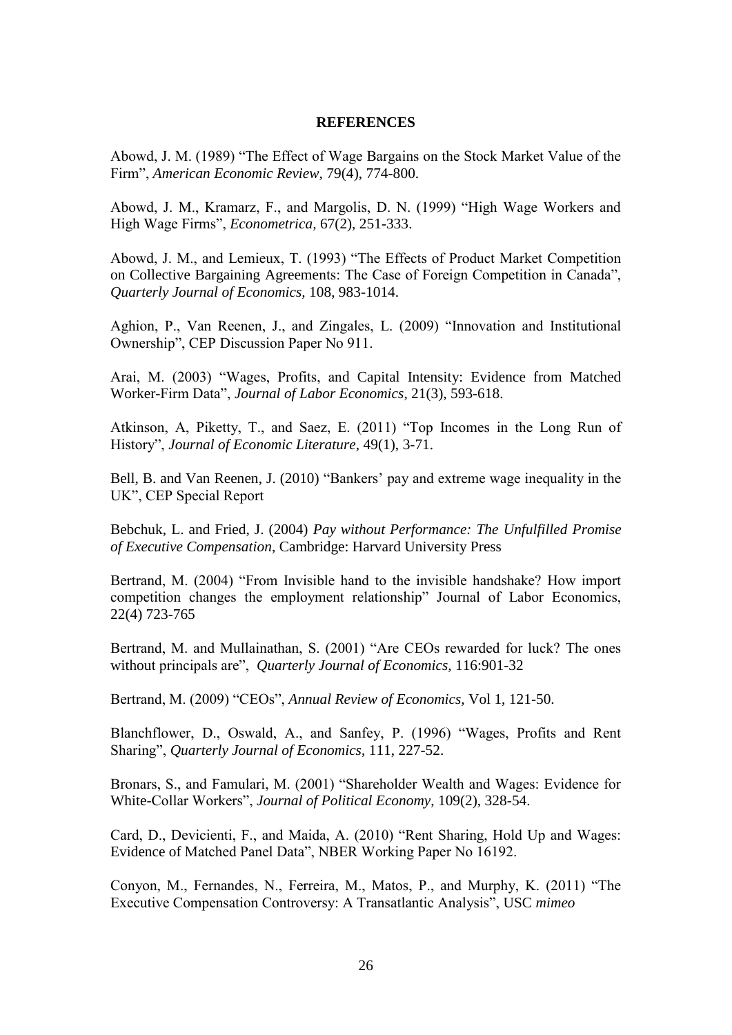# REFERENCES

Abowd, J. M. (1989) "The Effect of Wage Bargains on the Stock Market Value of the Firm", *American Economic Review,* 79(4), 774-800.

Abowd, J. M., Kramarz, F., and Margolis, D. N. (1999) "High Wage Workers and High Wage Firms", *Econometrica,* 67(2), 251-333.

Abowd, J. M., and Lemieux, T. (1993) "The Effects of Product Market Competition on Collective Bargaining Agreements: The Case of Foreign Competition in Canada", *Quarterly Journal of Economics,* 108, 983-1014.

Aghion, P., Van Reenen, J., and Zingales, L. (2009) "Innovation and Institutional Ownership", CEP Discussion Paper No 911.

Arai, M. (2003) "Wages, Profits, and Capital Intensity: Evidence from Matched Worker-Firm Data", *Journal of Labor Economics,* 21(3), 593-618.

Atkinson, A, Piketty, T., and Saez, E. (2011) "Top Incomes in the Long Run of History", *Journal of Economic Literature,* 49(1), 3-71.

Bell, B. and Van Reenen, J. (2010) "Bankers' pay and extreme wage inequality in the UK", CEP Special Report

Bebchuk, L. and Fried, J. (2004) *Pay without Performance: The Unfulfilled Promise of Executive Compensation*, Cambridge: Harvard University Press

Bertrand, M. (2004) "From Invisible hand to the invisible handshake? How import competition changes the employment relationship" Journal of Labor Economics, 22(4) 723-765

Bertrand, M. and Mullainathan, S. (2001) "Are CEOs rewarded for luck? The ones without principals are", *Quarterly Journal of Economics,* 116:901-32

Bertrand, M. (2009) "CEOs", *Annual Review of Economics,* Vol 1, 121-50.

Blanchflower, D., Oswald, A., and Sanfey, P. (1996) "Wages, Profits and Rent Sharing", *Quarterly Journal of Economics*, 111, 227-52.

Bronars, S., and Famulari, M. (2001) "Shareholder Wealth and Wages: Evidence for White-Collar Workers", *Journal of Political Economy,* 109(2), 328-54.

Card, D., Devicienti, F., and Maida, A. (2010) "Rent Sharing, Hold Up and Wages: Evidence of Matched Panel Data", NBER Working Paper No 16192.

Conyon, M., Fernandes, N., Ferreira, M., Matos, P., and Murphy, K. (2011) "The Executive Compensation Controversy: A Transatlantic Analysis", USC *mimeo*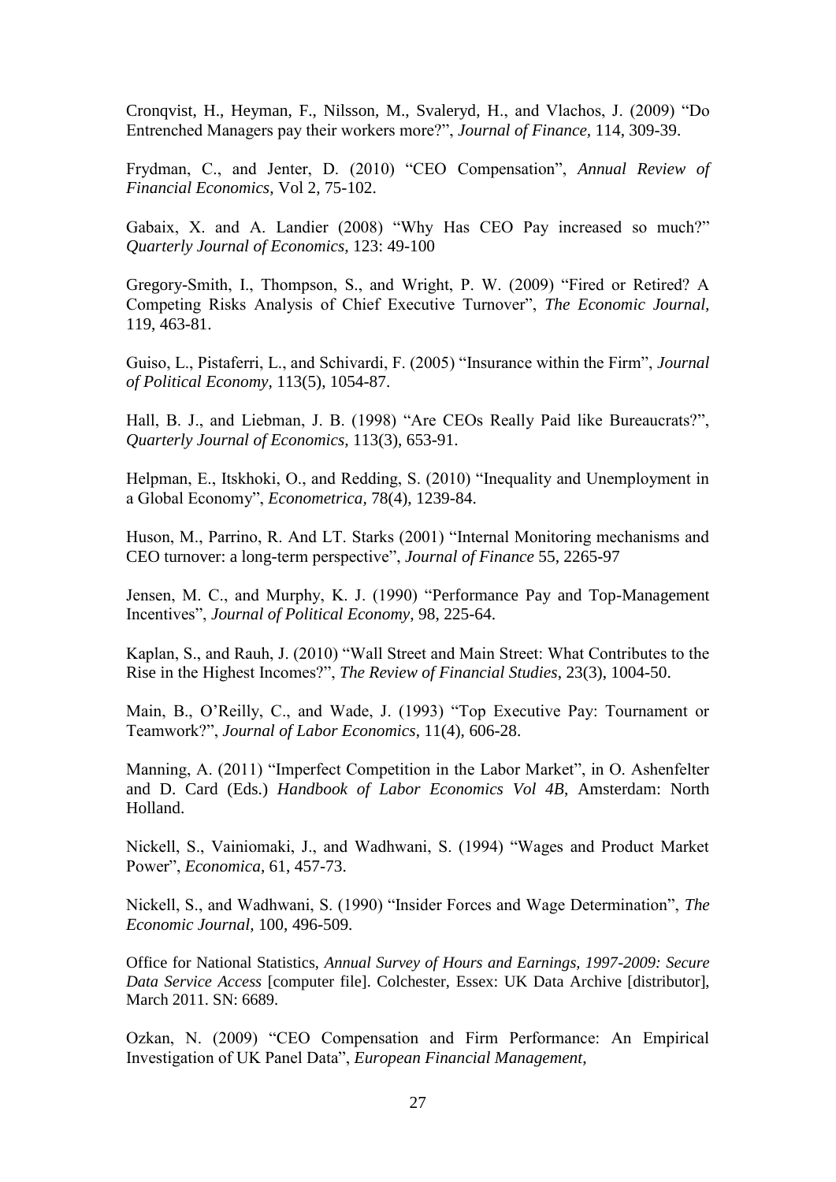Cronqvist, H., Heyman, F., Nilsson, M., Svaleryd, H., and Vlachos, J. (2009) "Do Entrenched Managers pay their workers more?", *Journal of Finance,* 114, 309-39.

Frydman, C., and Jenter, D. (2010) "CEO Compensation", *Annual Review of Financial Economics,* Vol 2, 75-102.

Gabaix, X. and A. Landier (2008) "Why Has CEO Pay increased so much?" *Quarterly Journal of Economics,* 123: 49-100

Gregory-Smith, I., Thompson, S., and Wright, P. W. (2009) "Fired or Retired? A Competing Risks Analysis of Chief Executive Turnover", *The Economic Journal,* 119, 463-81.

Guiso, L., Pistaferri, L., and Schivardi, F. (2005) "Insurance within the Firm", *Journal of Political Economy,* 113(5), 1054-87.

Hall, B. J., and Liebman, J. B. (1998) "Are CEOs Really Paid like Bureaucrats?", *Quarterly Journal of Economics,* 113(3), 653-91.

Helpman, E., Itskhoki, O., and Redding, S. (2010) "Inequality and Unemployment in a Global Economy", *Econometrica,* 78(4), 1239-84.

Huson, M., Parrino, R. And LT. Starks (2001) "Internal Monitoring mechanisms and CEO turnover: a long-term perspective", *Journal of Finance* 55, 2265-97

Jensen, M. C., and Murphy, K. J. (1990) "Performance Pay and Top-Management Incentives", *Journal of Political Economy,* 98, 225-64.

Kaplan, S., and Rauh, J. (2010) "Wall Street and Main Street: What Contributes to the Rise in the Highest Incomes?", *The Review of Financial Studies*, 23(3), 1004-50.

Main, B., O'Reilly, C., and Wade, J. (1993) "Top Executive Pay: Tournament or Teamwork?", *Journal of Labor Economics*, 11(4), 606-28.

Manning, A. (2011) "Imperfect Competition in the Labor Market", in O. Ashenfelter and D. Card (Eds.) *Handbook of Labor Economics Vol 4B,* Amsterdam: North Holland.

Nickell, S., Vainiomaki, J., and Wadhwani, S. (1994) "Wages and Product Market Power", *Economica*, 61, 457-73.

Nickell, S., and Wadhwani, S. (1990) "Insider Forces and Wage Determination", *The Economic Journal,* 100, 496-509.

Office for National Statistics, *Annual Survey of Hours and Earnings, 1997-2009: Secure Data Service Access* [computer file]. Colchester, Essex: UK Data Archive [distributor], March 2011. SN: 6689.

Ozkan, N. (2009) "CEO Compensation and Firm Performance: An Empirical Investigation of UK Panel Data", *European Financial Management,*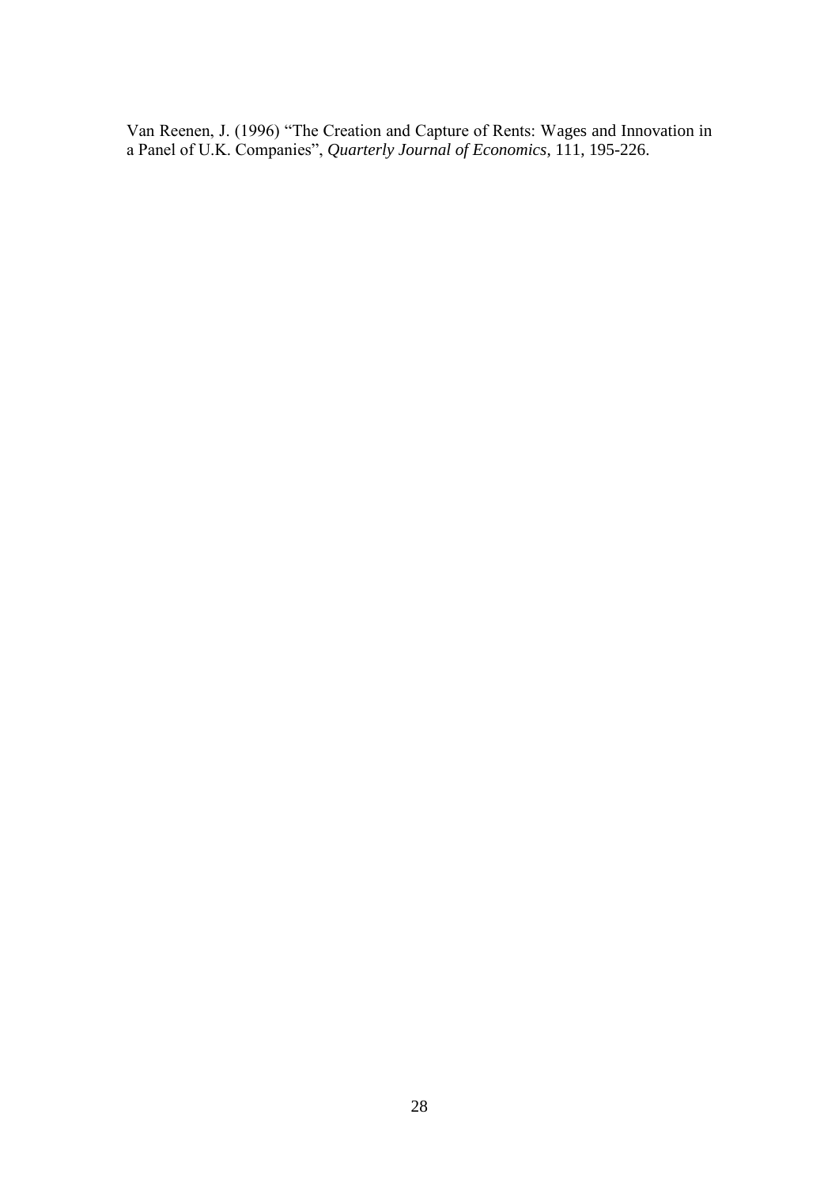Van Reenen, J. (1996) "The Creation and Capture of Rents: Wages and Innovation in a Panel of U.K. Companies", *Quarterly Journal of Economics*, 111, 195-226.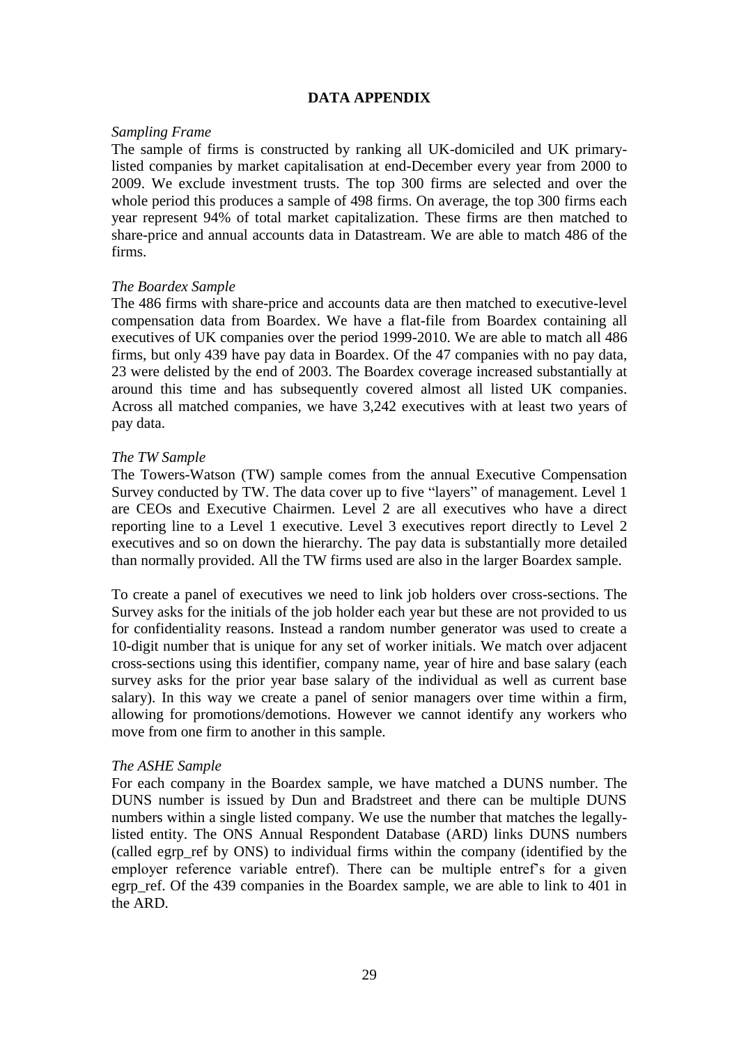## DATA APPENDIX

*Sampling Frame*

The sample of firms is constructed by ranking all UK-domiciled and UK primary-listed companies by market capitalisation at end-December every year from 2000 to 2009. We exclude investment trusts. The top 300 firms are selected and over the whole period this produces a sample of 498 firms. On average, the top 300 firms each year represent 94% of total market capitalization. These firms are then matched to share-price and annual accounts data in Datastream. We are able to match 486 of the firms.

*The Boardex Sample*

The 486 firms with share-price and accounts data are then matched to executive-level compensation data from Boardex. We have a flat-file from Boardex containing all executives of UK companies over the period 1999-2010. We are able to match all 486 firms, but only 439 have pay data in Boardex. Of the 47 companies with no pay data, 23 were delisted by the end of 2003. The Boardex coverage increased substantially at around this time and has subsequently covered almost all listed UK companies. Across all matched companies, we have 3,242 executives with at least two years of pay data.

*The TW Sample*

The Towers-Watson (TW) sample comes from the annual Executive Compensation Survey conducted by TW. The data cover up to five "layers" of management. Level 1 are CEOs and Executive Chairmen. Level 2 are all executives who have a direct reporting line to a Level 1 executive. Level 3 executives report directly to Level 2 executives and so on down the hierarchy. The pay data is substantially more detailed than normally provided. All the TW firms used are also in the larger Boardex sample.

To create a panel of executives we need to link job holders over cross-sections. The Survey asks for the initials of the job holder each year but these are not provided to us for confidentiality reasons. Instead a random number generator was used to create a 10-digit number that is unique for any set of worker initials. We match over adjacent cross-sections using this identifier, company name, year of hire and base salary (each survey asks for the prior year base salary of the individual as well as current base salary). In this way we create a panel of senior managers over time within a firm, allowing for promotions/demotions. However we cannot identify any workers who move from one firm to another in this sample.

*The ASHE Sample*

For each company in the Boardex sample, we have matched a DUNS number. The DUNS number is issued by Dun and Bradstreet and there can be multiple DUNS numbers within a single listed company. We use the number that matches the legally-listed entity. The ONS Annual Respondent Database (ARD) links DUNS numbers (called egrp_ref by ONS) to individual firms within the company (identified by the employer reference variable entref). There can be multiple entref's for a given egrp_ref. Of the 439 companies in the Boardex sample, we are able to link to 401 in the ARD.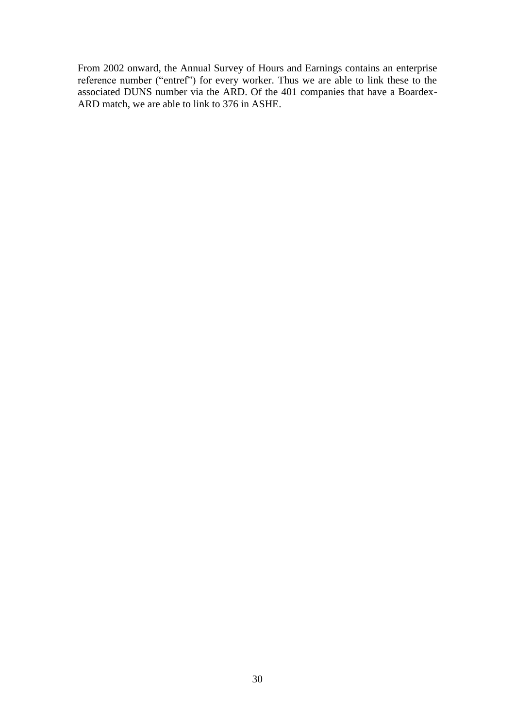From 2002 onward, the Annual Survey of Hours and Earnings contains an enterprise reference number ("entref") for every worker. Thus we are able to link these to the associated DUNS number via the ARD. Of the 401 companies that have a Boardex-ARD match, we are able to link to 376 in ASHE.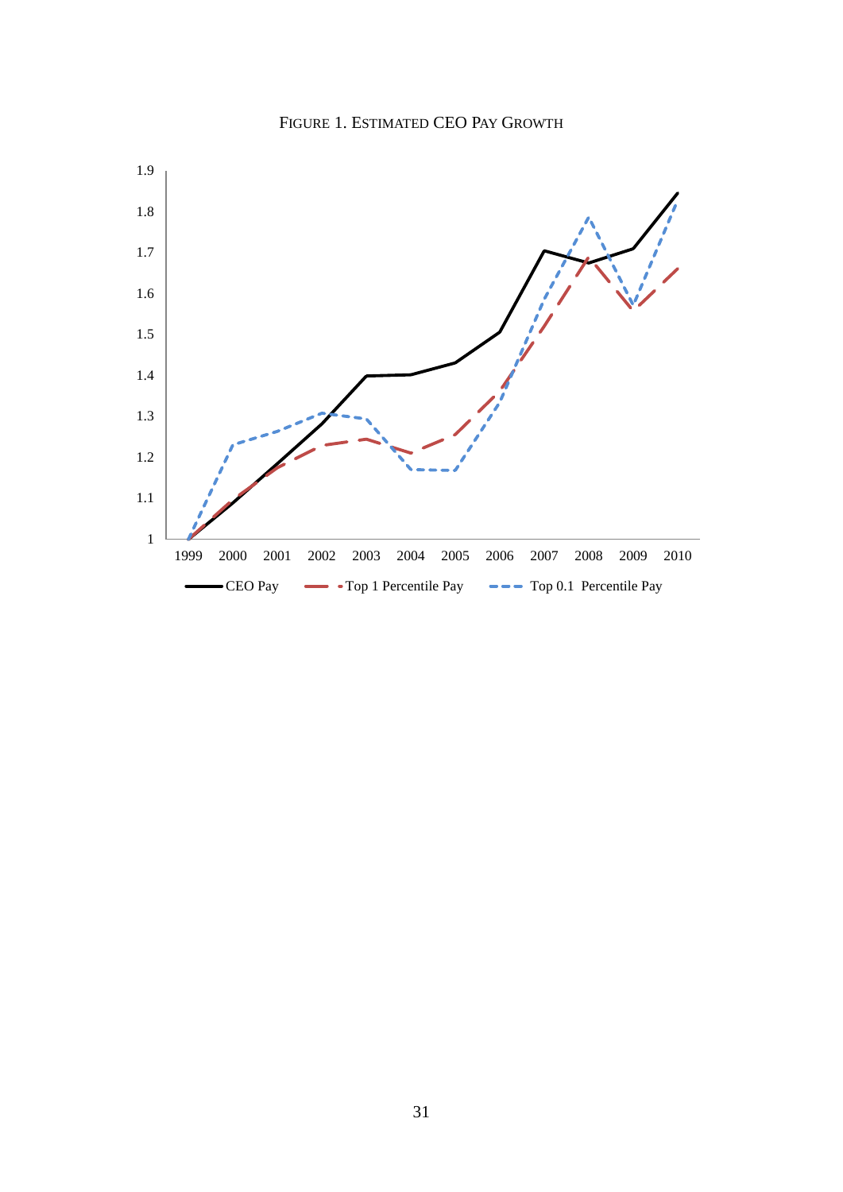FIGURE 1. ESTIMATED CEO PAY GROWTH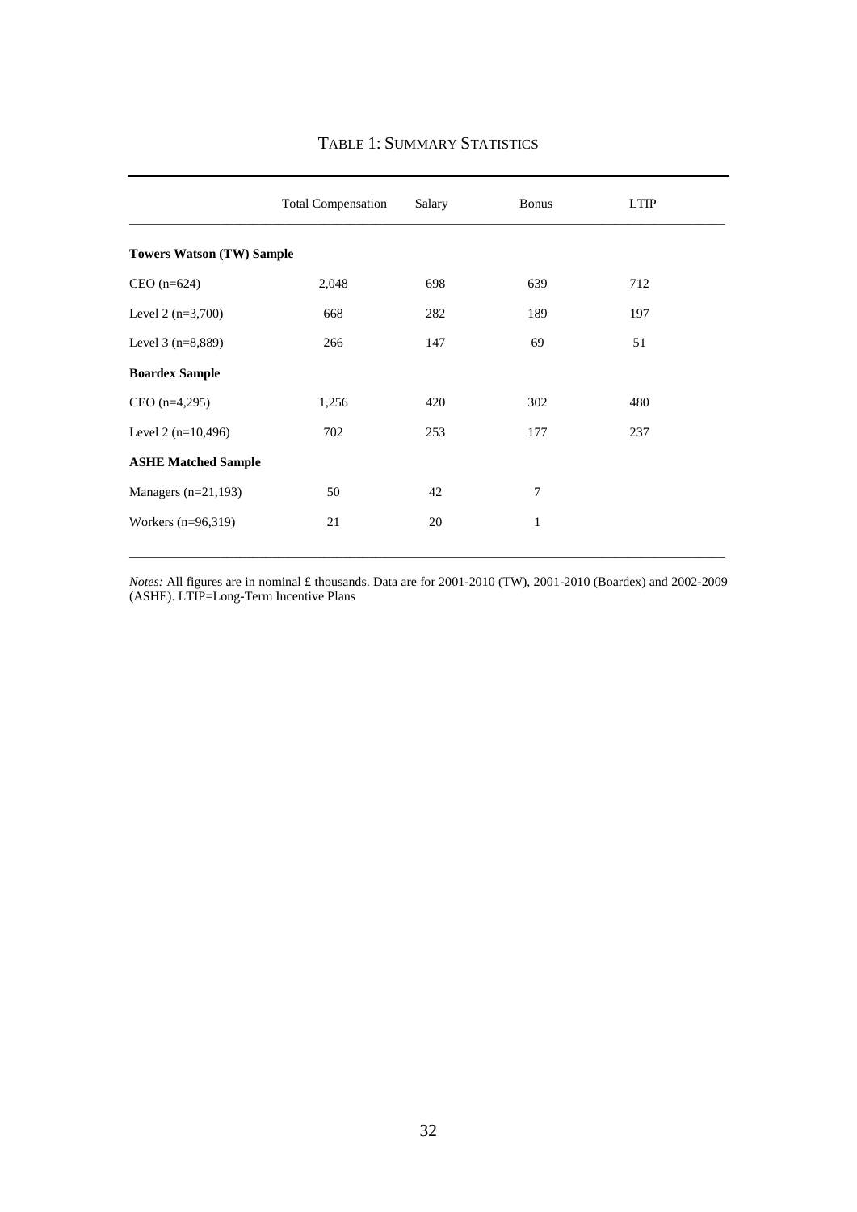## TABLE 1: SUMMARY STATISTICS

| | Total Compensation | Salary | Bonus | LTIP |
|---|---|---|---|---|
| **Towers Watson (TW) Sample** | | | | |
| CEO (n=624) | 2,048 | 698 | 639 | 712 |
| Level 2 (n=3,700) | 668 | 282 | 189 | 197 |
| Level 3 (n=8,889) | 266 | 147 | 69 | 51 |
| **Boardex Sample** | | | | |
| CEO (n=4,295) | 1,256 | 420 | 302 | 480 |
| Level 2 (n=10,496) | 702 | 253 | 177 | 237 |
| **ASHE Matched Sample** | | | | |
| Managers (n=21,193) | 50 | 42 | 7 | |
| Workers (n=96,319) | 21 | 20 | 1 | |

*Notes:* All figures are in nominal £ thousands. Data are for 2001-2010 (TW), 2001-2010 (Boardex) and 2002-2009 (ASHE). LTIP=Long-Term Incentive Plans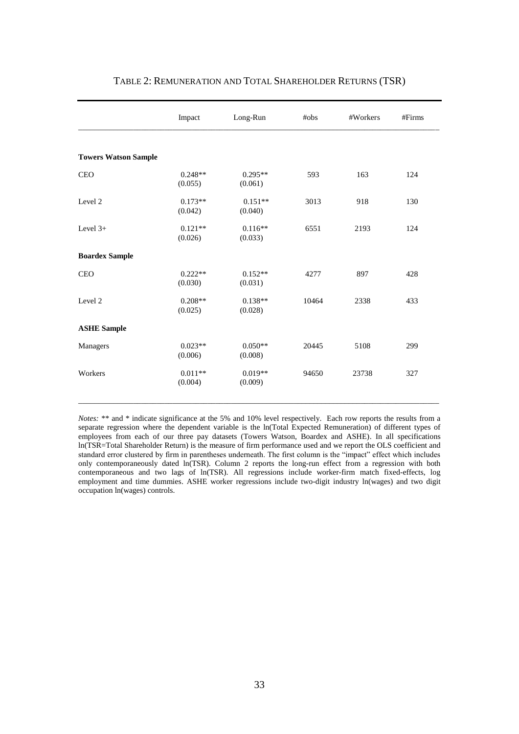# TABLE 2: REMUNERATION AND TOTAL SHAREHOLDER RETURNS (TSR)

| | Impact | Long-Run | #obs | #Workers | #Firms |
|---|---|---|---|---|---|
| **Towers Watson Sample** | | | | | |
| CEO | 0.248** (0.055) | 0.295** (0.061) | 593 | 163 | 124 |
| Level 2 | 0.173** (0.042) | 0.151** (0.040) | 3013 | 918 | 130 |
| Level 3+ | 0.121** (0.026) | 0.116** (0.033) | 6551 | 2193 | 124 |
| **Boardex Sample** | | | | | |
| CEO | 0.222** (0.030) | 0.152** (0.031) | 4277 | 897 | 428 |
| Level 2 | 0.208** (0.025) | 0.138** (0.028) | 10464 | 2338 | 433 |
| **ASHE Sample** | | | | | |
| Managers | 0.023** (0.006) | 0.050** (0.008) | 20445 | 5108 | 299 |
| Workers | 0.011** (0.004) | 0.019** (0.009) | 94650 | 23738 | 327 |

*Notes:* ** and * indicate significance at the 5% and 10% level respectively. Each row reports the results from a separate regression where the dependent variable is the ln(Total Expected Remuneration) of different types of employees from each of our three pay datasets (Towers Watson, Boardex and ASHE). In all specifications ln(TSR=Total Shareholder Return) is the measure of firm performance used and we report the OLS coefficient and standard error clustered by firm in parentheses underneath. The first column is the "impact" effect which includes only contemporaneously dated ln(TSR). Column 2 reports the long-run effect from a regression with both contemporaneous and two lags of ln(TSR). All regressions include worker-firm match fixed-effects, log employment and time dummies. ASHE worker regressions include two-digit industry ln(wages) and two digit occupation ln(wages) controls.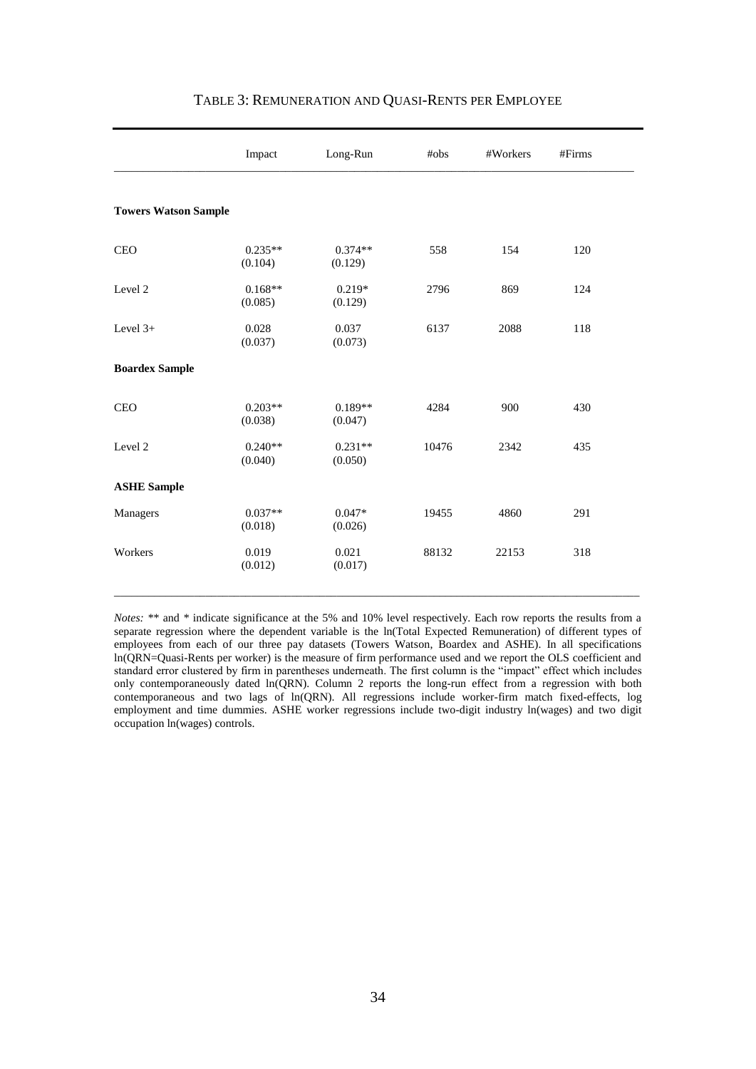## TABLE 3: REMUNERATION AND QUASI-RENTS PER EMPLOYEE

| | Impact | Long-Run | #obs | #Workers | #Firms |
|---|---|---|---|---|---|
| **Towers Watson Sample** | | | | | |
| CEO | 0.235** (0.104) | 0.374** (0.129) | 558 | 154 | 120 |
| Level 2 | 0.168** (0.085) | 0.219* (0.129) | 2796 | 869 | 124 |
| Level 3+ | 0.028 (0.037) | 0.037 (0.073) | 6137 | 2088 | 118 |
| **Boardex Sample** | | | | | |
| CEO | 0.203** (0.038) | 0.189** (0.047) | 4284 | 900 | 430 |
| Level 2 | 0.240** (0.040) | 0.231** (0.050) | 10476 | 2342 | 435 |
| **ASHE Sample** | | | | | |
| Managers | 0.037** (0.018) | 0.047* (0.026) | 19455 | 4860 | 291 |
| Workers | 0.019 (0.012) | 0.021 (0.017) | 88132 | 22153 | 318 |

*Notes:* ** and * indicate significance at the 5% and 10% level respectively. Each row reports the results from a separate regression where the dependent variable is the ln(Total Expected Remuneration) of different types of employees from each of our three pay datasets (Towers Watson, Boardex and ASHE). In all specifications ln(QRN=Quasi-Rents per worker) is the measure of firm performance used and we report the OLS coefficient and standard error clustered by firm in parentheses underneath. The first column is the "impact" effect which includes only contemporaneously dated ln(QRN). Column 2 reports the long-run effect from a regression with both contemporaneous and two lags of ln(QRN). All regressions include worker-firm match fixed-effects, log employment and time dummies. ASHE worker regressions include two-digit industry ln(wages) and two digit occupation ln(wages) controls.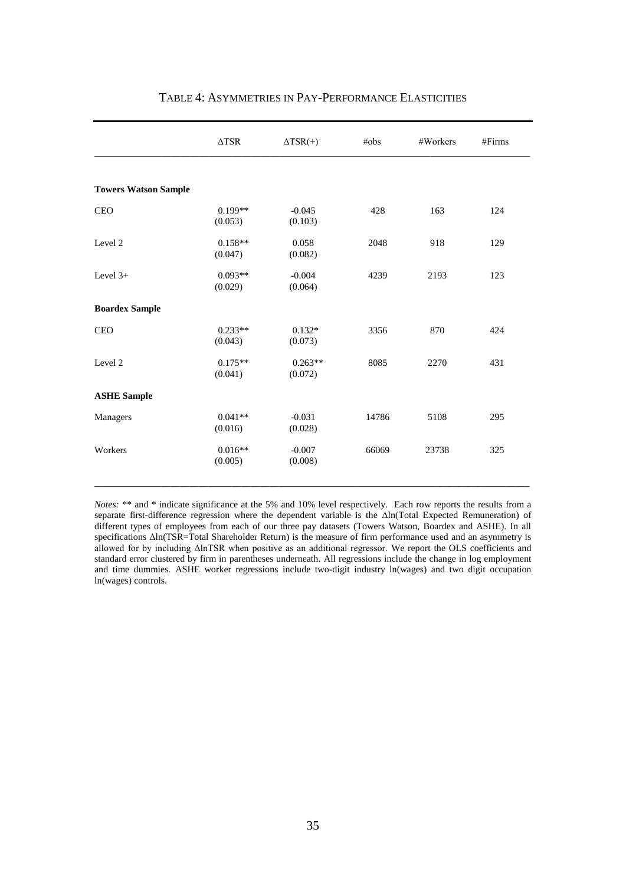# TABLE 4: ASYMMETRIES IN PAY-PERFORMANCE ELASTICITIES

| | ΔTSR | ΔTSR(+) | #obs | #Workers | #Firms |
|---|---|---|---|---|---|
| **Towers Watson Sample** | | | | | |
| CEO | 0.199** (0.053) | -0.045 (0.103) | 428 | 163 | 124 |
| Level 2 | 0.158** (0.047) | 0.058 (0.082) | 2048 | 918 | 129 |
| Level 3+ | 0.093** (0.029) | -0.004 (0.064) | 4239 | 2193 | 123 |
| **Boardex Sample** | | | | | |
| CEO | 0.233** (0.043) | 0.132* (0.073) | 3356 | 870 | 424 |
| Level 2 | 0.175** (0.041) | 0.263** (0.072) | 8085 | 2270 | 431 |
| **ASHE Sample** | | | | | |
| Managers | 0.041** (0.016) | -0.031 (0.028) | 14786 | 5108 | 295 |
| Workers | 0.016** (0.005) | -0.007 (0.008) | 66069 | 23738 | 325 |

*Notes:* ** and * indicate significance at the 5% and 10% level respectively. Each row reports the results from a separate first-difference regression where the dependent variable is the Δln(Total Expected Remuneration) of different types of employees from each of our three pay datasets (Towers Watson, Boardex and ASHE). In all specifications Δln(TSR=Total Shareholder Return) is the measure of firm performance used and an asymmetry is allowed for by including ΔlnTSR when positive as an additional regressor. We report the OLS coefficients and standard error clustered by firm in parentheses underneath. All regressions include the change in log employment and time dummies. ASHE worker regressions include two-digit industry ln(wages) and two digit occupation ln(wages) controls.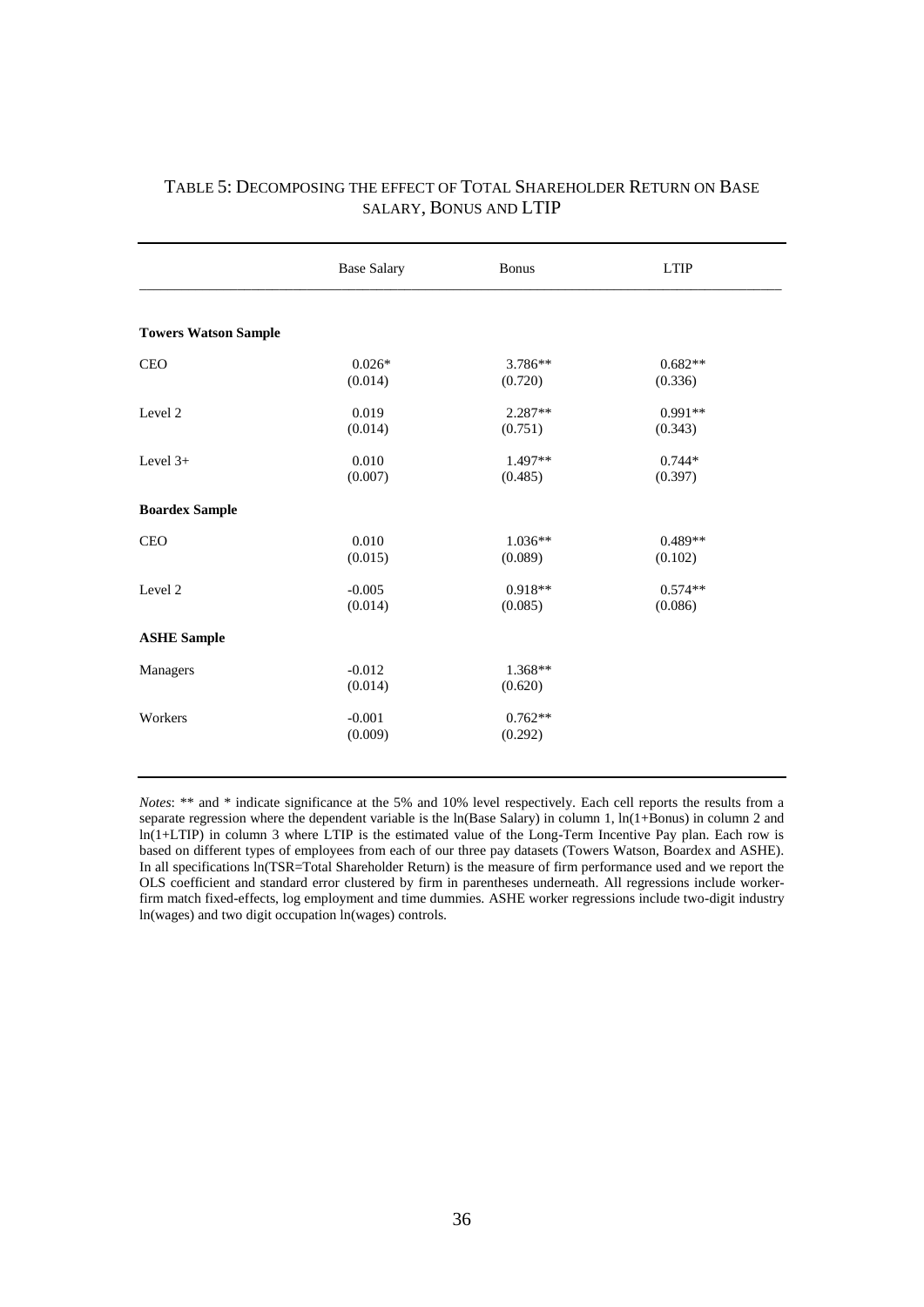# Table 5: Decomposing the effect of Total Shareholder Return on Base salary, Bonus and LTIP

| | Base Salary | Bonus | LTIP |
|---|---|---|---|
| **Towers Watson Sample** | | | |
| CEO | 0.026* | 3.786** | 0.682** |
| | (0.014) | (0.720) | (0.336) |
| Level 2 | 0.019 | 2.287** | 0.991** |
| | (0.014) | (0.751) | (0.343) |
| Level 3+ | 0.010 | 1.497** | 0.744* |
| | (0.007) | (0.485) | (0.397) |
| **Boardex Sample** | | | |
| CEO | 0.010 | 1.036** | 0.489** |
| | (0.015) | (0.089) | (0.102) |
| Level 2 | -0.005 | 0.918** | 0.574** |
| | (0.014) | (0.085) | (0.086) |
| **ASHE Sample** | | | |
| Managers | -0.012 | 1.368** | |
| | (0.014) | (0.620) | |
| Workers | -0.001 | 0.762** | |
| | (0.009) | (0.292) | |

*Notes*: ** and * indicate significance at the 5% and 10% level respectively. Each cell reports the results from a separate regression where the dependent variable is the ln(Base Salary) in column 1, ln(1+Bonus) in column 2 and ln(1+LTIP) in column 3 where LTIP is the estimated value of the Long-Term Incentive Pay plan. Each row is based on different types of employees from each of our three pay datasets (Towers Watson, Boardex and ASHE). In all specifications ln(TSR=Total Shareholder Return) is the measure of firm performance used and we report the OLS coefficient and standard error clustered by firm in parentheses underneath. All regressions include worker-firm match fixed-effects, log employment and time dummies. ASHE worker regressions include two-digit industry ln(wages) and two digit occupation ln(wages) controls.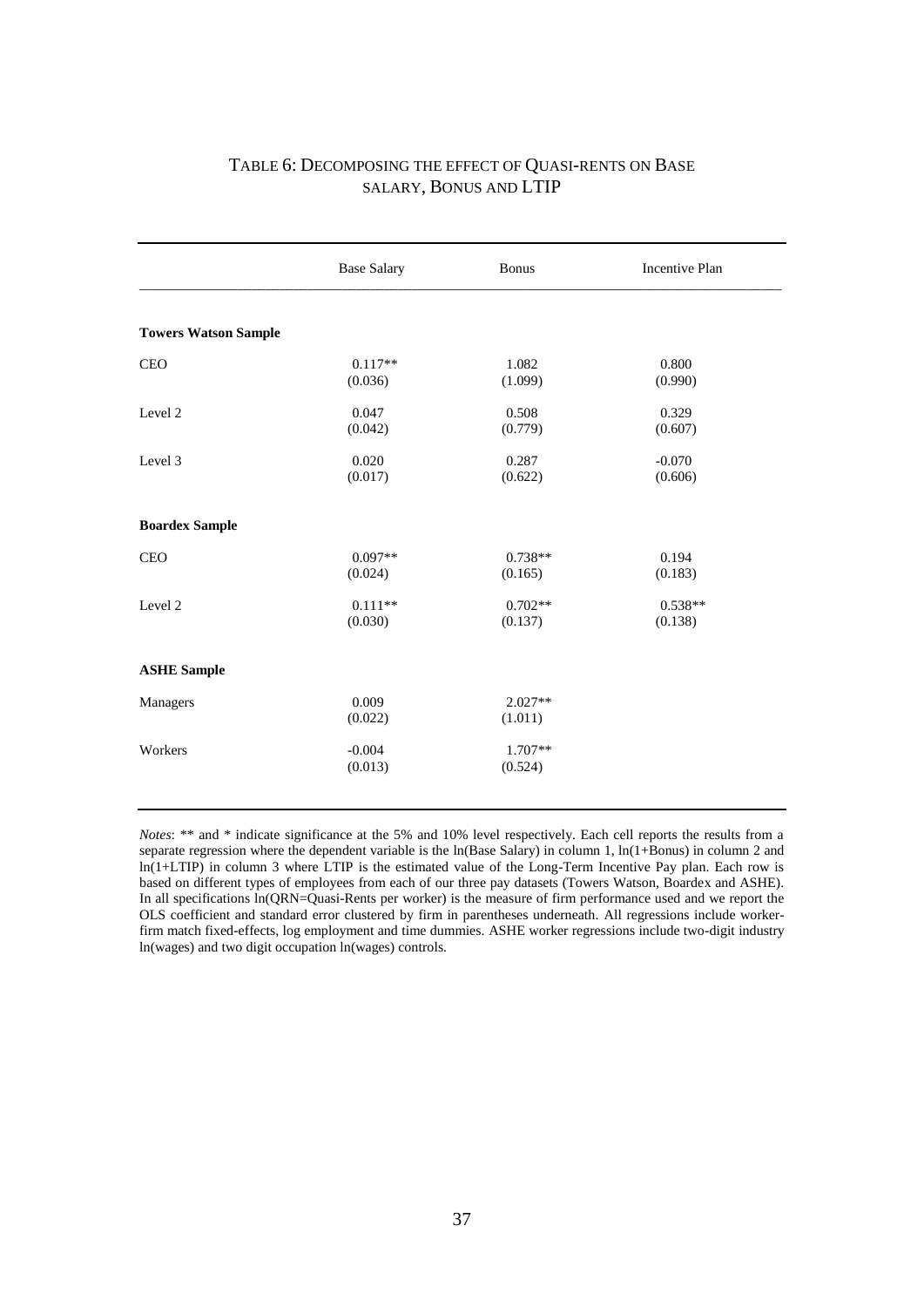# Table 6: Decomposing the effect of Quasi-rents on Base salary, Bonus and LTIP

| | Base Salary | Bonus | Incentive Plan |
|---|---|---|---|
| **Towers Watson Sample** | | | |
| CEO | 0.117** | 1.082 | 0.800 |
| | (0.036) | (1.099) | (0.990) |
| Level 2 | 0.047 | 0.508 | 0.329 |
| | (0.042) | (0.779) | (0.607) |
| Level 3 | 0.020 | 0.287 | -0.070 |
| | (0.017) | (0.622) | (0.606) |
| **Boardex Sample** | | | |
| CEO | 0.097** | 0.738** | 0.194 |
| | (0.024) | (0.165) | (0.183) |
| Level 2 | 0.111** | 0.702** | 0.538** |
| | (0.030) | (0.137) | (0.138) |
| **ASHE Sample** | | | |
| Managers | 0.009 | 2.027** | |
| | (0.022) | (1.011) | |
| Workers | -0.004 | 1.707** | |
| | (0.013) | (0.524) | |

*Notes*: ** and * indicate significance at the 5% and 10% level respectively. Each cell reports the results from a separate regression where the dependent variable is the ln(Base Salary) in column 1, ln(1+Bonus) in column 2 and ln(1+LTIP) in column 3 where LTIP is the estimated value of the Long-Term Incentive Pay plan. Each row is based on different types of employees from each of our three pay datasets (Towers Watson, Boardex and ASHE). In all specifications ln(QRN=Quasi-Rents per worker) is the measure of firm performance used and we report the OLS coefficient and standard error clustered by firm in parentheses underneath. All regressions include worker-firm match fixed-effects, log employment and time dummies. ASHE worker regressions include two-digit industry ln(wages) and two digit occupation ln(wages) controls.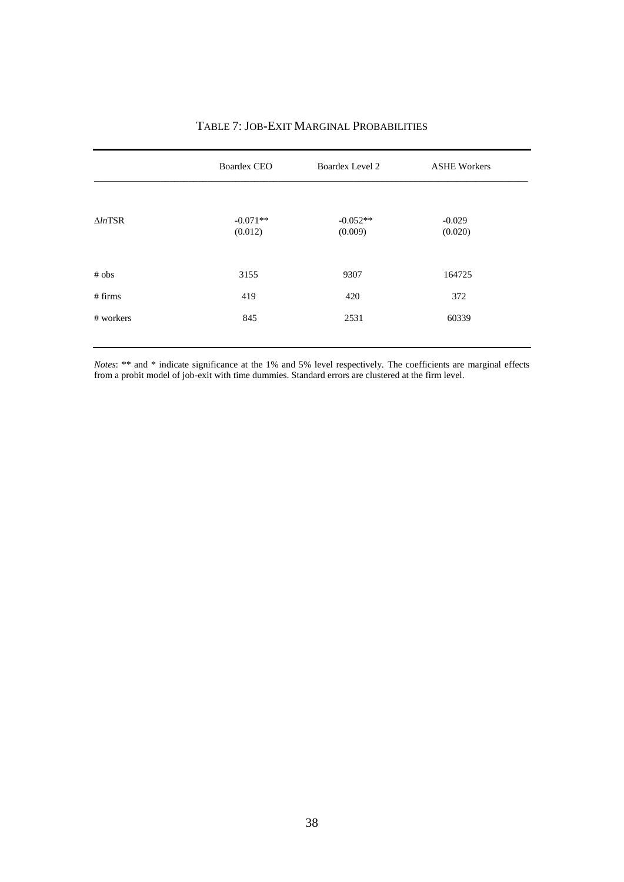## TABLE 7: JOB-EXIT MARGINAL PROBABILITIES

| | Boardex CEO | Boardex Level 2 | ASHE Workers |
|---|---|---|---|
| $\Delta ln$TSR | -0.071** | -0.052** | -0.029 |
| | (0.012) | (0.009) | (0.020) |
| # obs | 3155 | 9307 | 164725 |
| # firms | 419 | 420 | 372 |
| # workers | 845 | 2531 | 60339 |

*Notes*: ** and * indicate significance at the 1% and 5% level respectively. The coefficients are marginal effects from a probit model of job-exit with time dummies. Standard errors are clustered at the firm level.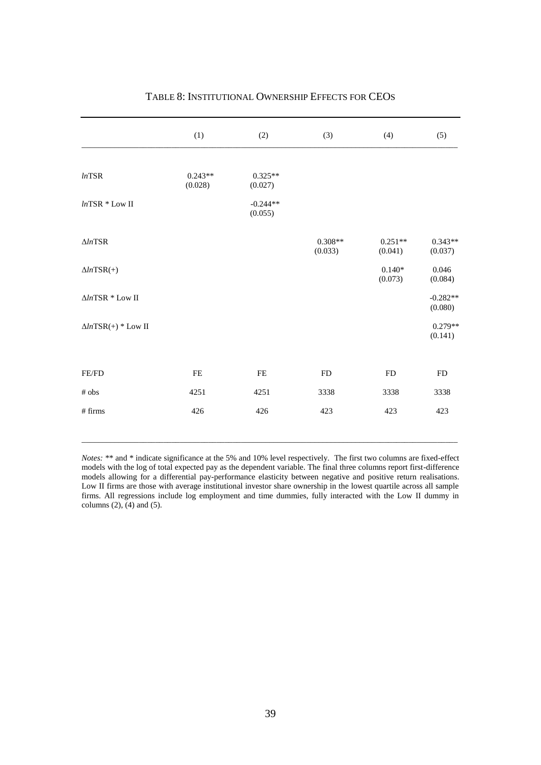## Table 8: Institutional Ownership Effects for CEOs

| | (1) | (2) | (3) | (4) | (5) |
|---|---|---|---|---|---|
| *ln*TSR | 0.243** (0.028) | 0.325** (0.027) | | | |
| *ln*TSR * Low II | | -0.244** (0.055) | | | |
| Δ*ln*TSR | | | 0.308** (0.033) | 0.251** (0.041) | 0.343** (0.037) |
| Δ*ln*TSR(+) | | | | 0.140* (0.073) | 0.046 (0.084) |
| Δ*ln*TSR * Low II | | | | | -0.282** (0.080) |
| Δ*ln*TSR(+) * Low II | | | | | 0.279** (0.141) |
| FE/FD | FE | FE | FD | FD | FD |
| # obs | 4251 | 4251 | 3338 | 3338 | 3338 |
| # firms | 426 | 426 | 423 | 423 | 423 |

*Notes:* ** and * indicate significance at the 5% and 10% level respectively. The first two columns are fixed-effect models with the log of total expected pay as the dependent variable. The final three columns report first-difference models allowing for a differential pay-performance elasticity between negative and positive return realisations. Low II firms are those with average institutional investor share ownership in the lowest quartile across all sample firms. All regressions include log employment and time dummies, fully interacted with the Low II dummy in columns (2), (4) and (5).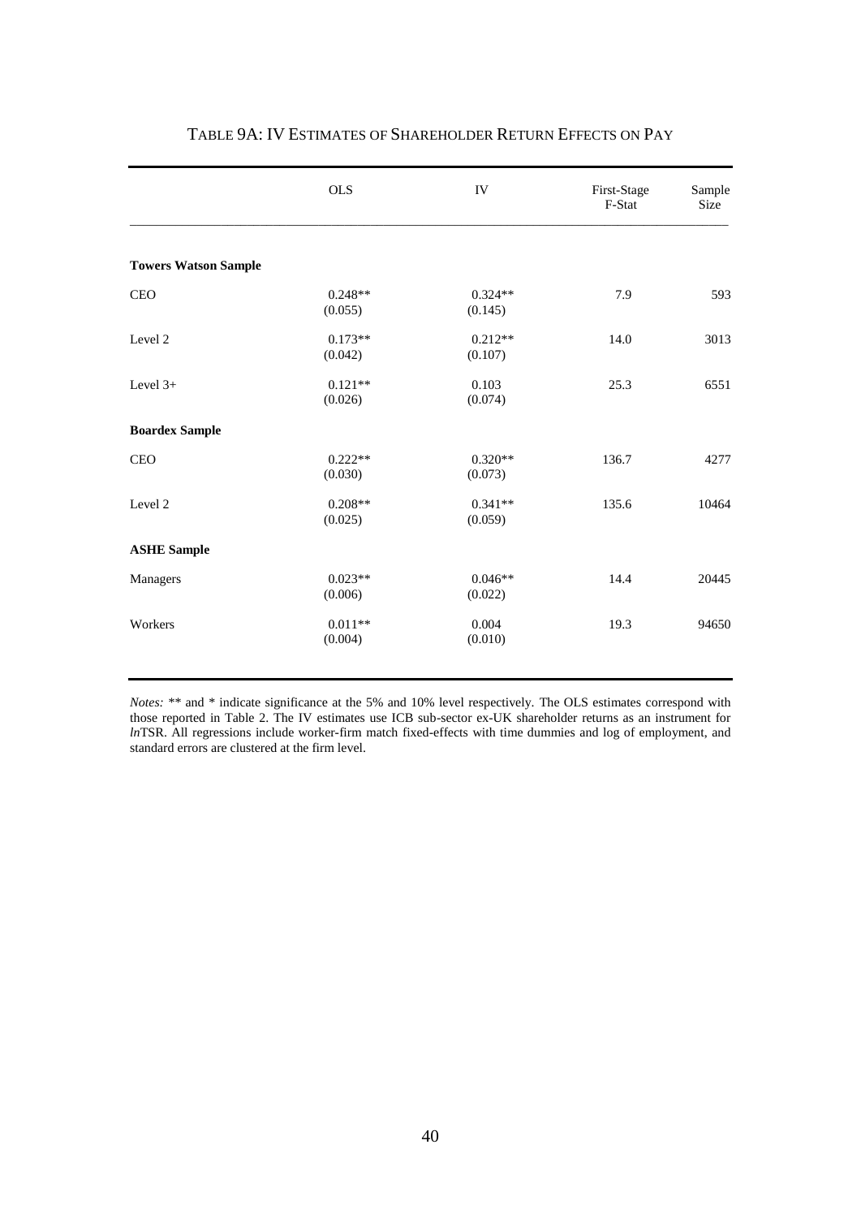## TABLE 9A: IV ESTIMATES OF SHAREHOLDER RETURN EFFECTS ON PAY

| | OLS | IV | First-Stage F-Stat | Sample Size |
|---|---|---|---|---|
| **Towers Watson Sample** | | | | |
| CEO | 0.248** (0.055) | 0.324** (0.145) | 7.9 | 593 |
| Level 2 | 0.173** (0.042) | 0.212** (0.107) | 14.0 | 3013 |
| Level 3+ | 0.121** (0.026) | 0.103 (0.074) | 25.3 | 6551 |
| **Boardex Sample** | | | | |
| CEO | 0.222** (0.030) | 0.320** (0.073) | 136.7 | 4277 |
| Level 2 | 0.208** (0.025) | 0.341** (0.059) | 135.6 | 10464 |
| **ASHE Sample** | | | | |
| Managers | 0.023** (0.006) | 0.046** (0.022) | 14.4 | 20445 |
| Workers | 0.011** (0.004) | 0.004 (0.010) | 19.3 | 94650 |

*Notes:* ** and * indicate significance at the 5% and 10% level respectively. The OLS estimates correspond with those reported in Table 2. The IV estimates use ICB sub-sector ex-UK shareholder returns as an instrument for *ln*TSR. All regressions include worker-firm match fixed-effects with time dummies and log of employment, and standard errors are clustered at the firm level.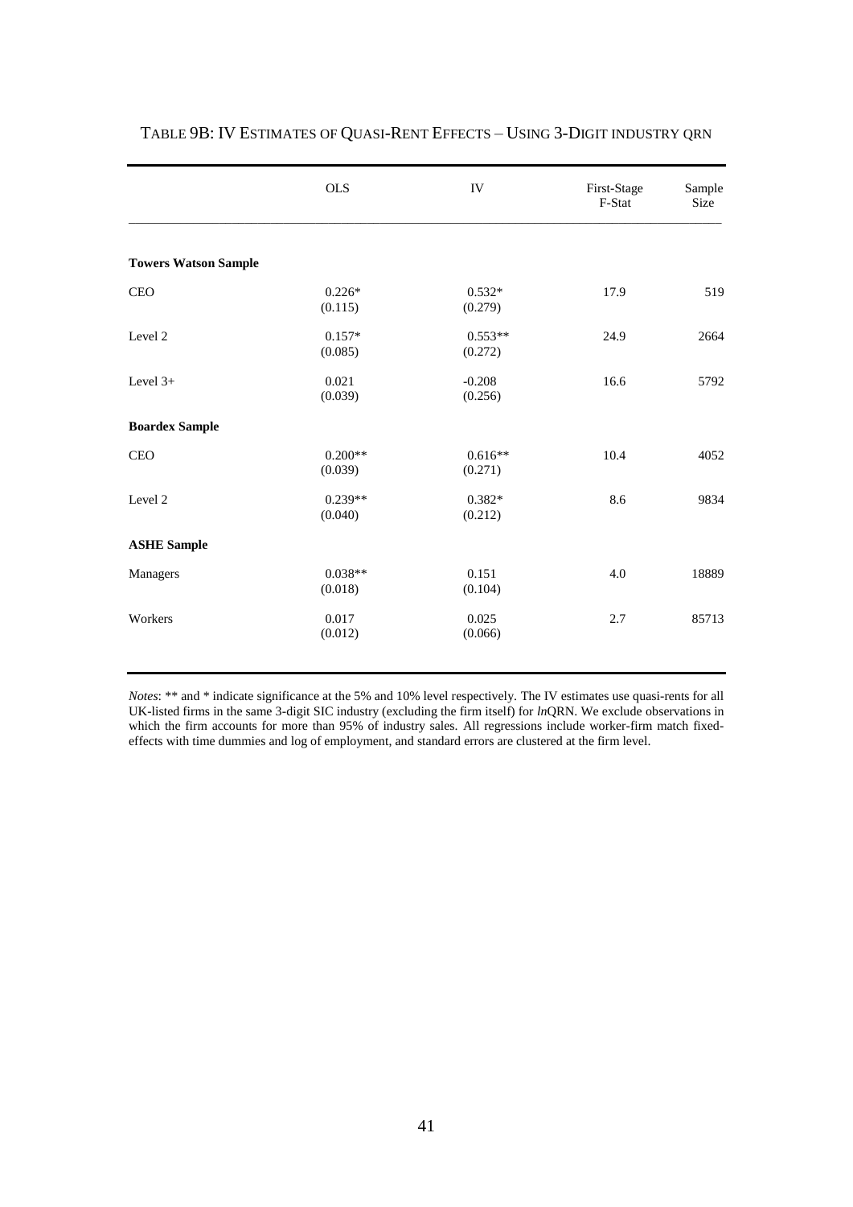TABLE 9B: IV ESTIMATES OF QUASI-RENT EFFECTS – USING 3-DIGIT INDUSTRY QRN

| | OLS | IV | First-Stage F-Stat | Sample Size |
|---|---|---|---|---|
| **Towers Watson Sample** | | | | |
| CEO | 0.226* (0.115) | 0.532* (0.279) | 17.9 | 519 |
| Level 2 | 0.157* (0.085) | 0.553** (0.272) | 24.9 | 2664 |
| Level 3+ | 0.021 (0.039) | -0.208 (0.256) | 16.6 | 5792 |
| **Boardex Sample** | | | | |
| CEO | 0.200** (0.039) | 0.616** (0.271) | 10.4 | 4052 |
| Level 2 | 0.239** (0.040) | 0.382* (0.212) | 8.6 | 9834 |
| **ASHE Sample** | | | | |
| Managers | 0.038** (0.018) | 0.151 (0.104) | 4.0 | 18889 |
| Workers | 0.017 (0.012) | 0.025 (0.066) | 2.7 | 85713 |

*Notes*: ** and * indicate significance at the 5% and 10% level respectively. The IV estimates use quasi-rents for all UK-listed firms in the same 3-digit SIC industry (excluding the firm itself) for *ln*QRN. We exclude observations in which the firm accounts for more than 95% of industry sales. All regressions include worker-firm match fixed-effects with time dummies and log of employment, and standard errors are clustered at the firm level.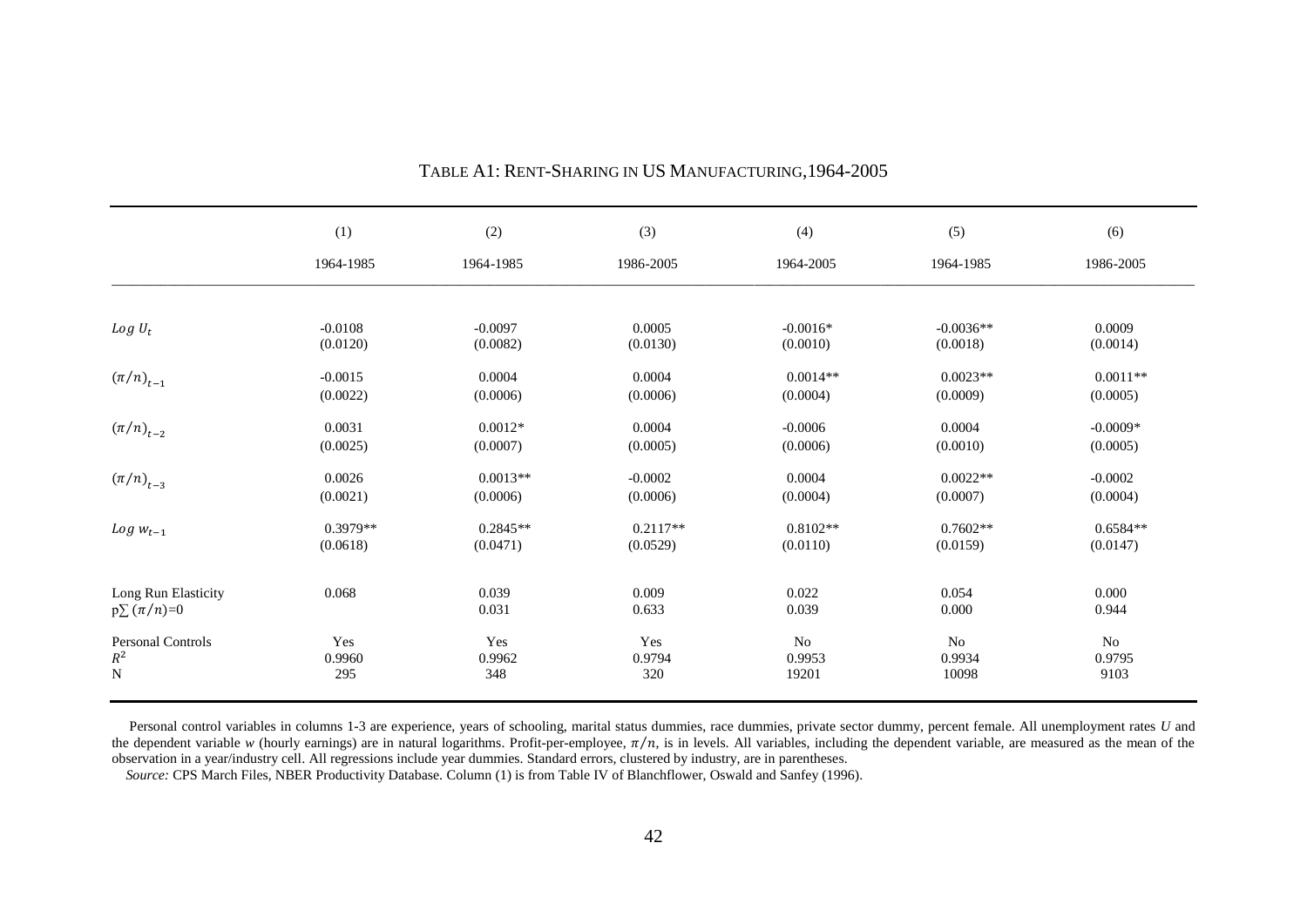### TABLE A1: RENT-SHARING IN US MANUFACTURING,1964-2005

| | (1) | (2) | (3) | (4) | (5) | (6) |
|---|---|---|---|---|---|---|
| | 1964-1985 | 1964-1985 | 1986-2005 | 1964-2005 | 1964-1985 | 1986-2005 |
| $Log\ U_t$ | -0.0108 | -0.0097 | 0.0005 | -0.0016* | -0.0036** | 0.0009 |
| | (0.0120) | (0.0082) | (0.0130) | (0.0010) | (0.0018) | (0.0014) |
| $(\pi/n)_{t-1}$ | -0.0015 | 0.0004 | 0.0004 | 0.0014** | 0.0023** | 0.0011** |
| | (0.0022) | (0.0006) | (0.0006) | (0.0004) | (0.0009) | (0.0005) |
| $(\pi/n)_{t-2}$ | 0.0031 | 0.0012* | 0.0004 | -0.0006 | 0.0004 | -0.0009* |
| | (0.0025) | (0.0007) | (0.0005) | (0.0006) | (0.0010) | (0.0005) |
| $(\pi/n)_{t-3}$ | 0.0026 | 0.0013** | -0.0002 | 0.0004 | 0.0022** | -0.0002 |
| | (0.0021) | (0.0006) | (0.0006) | (0.0004) | (0.0007) | (0.0004) |
| $Log\ w_{t-1}$ | 0.3979** | 0.2845** | 0.2117** | 0.8102** | 0.7602** | 0.6584** |
| | (0.0618) | (0.0471) | (0.0529) | (0.0110) | (0.0159) | (0.0147) |
| Long Run Elasticity | 0.068 | 0.039 | 0.009 | 0.022 | 0.054 | 0.000 |
| $p\sum(\pi/n)=0$ | | 0.031 | 0.633 | 0.039 | 0.000 | 0.944 |
| Personal Controls | Yes | Yes | Yes | No | No | No |
| $R^2$ | 0.9960 | 0.9962 | 0.9794 | 0.9953 | 0.9934 | 0.9795 |
| N | 295 | 348 | 320 | 19201 | 10098 | 9103 |

Personal control variables in columns 1-3 are experience, years of schooling, marital status dummies, race dummies, private sector dummy, percent female. All unemployment rates $U$ and the dependent variable $w$ (hourly earnings) are in natural logarithms. Profit-per-employee, $\pi/n$, is in levels. All variables, including the dependent variable, are measured as the mean of the observation in a year/industry cell. All regressions include year dummies. Standard errors, clustered by industry, are in parentheses.

*Source:* CPS March Files, NBER Productivity Database. Column (1) is from Table IV of Blanchflower, Oswald and Sanfey (1996).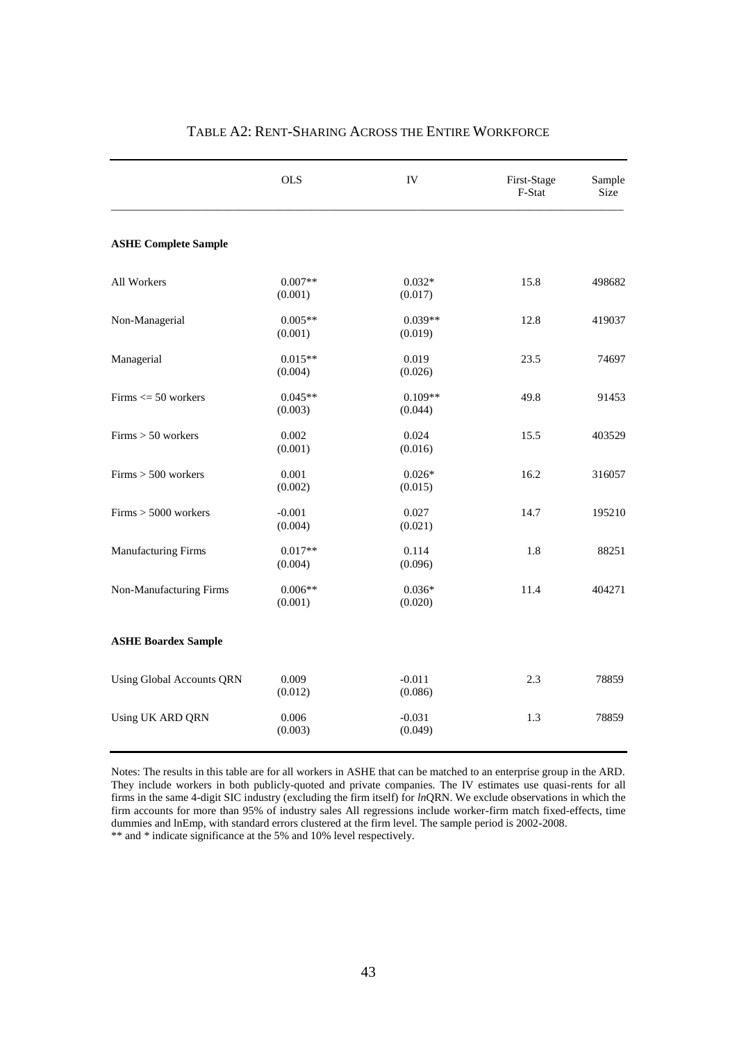TABLE A2: RENT-SHARING ACROSS THE ENTIRE WORKFORCE

| | OLS | IV | First-Stage F-Stat | Sample Size |
|---|---|---|---|---|
| **ASHE Complete Sample** | | | | |
| All Workers | 0.007** (0.001) | 0.032* (0.017) | 15.8 | 498682 |
| Non-Managerial | 0.005** (0.001) | 0.039** (0.019) | 12.8 | 419037 |
| Managerial | 0.015** (0.004) | 0.019 (0.026) | 23.5 | 74697 |
| Firms <= 50 workers | 0.045** (0.003) | 0.109** (0.044) | 49.8 | 91453 |
| Firms > 50 workers | 0.002 (0.001) | 0.024 (0.016) | 15.5 | 403529 |
| Firms > 500 workers | 0.001 (0.002) | 0.026* (0.015) | 16.2 | 316057 |
| Firms > 5000 workers | -0.001 (0.004) | 0.027 (0.021) | 14.7 | 195210 |
| Manufacturing Firms | 0.017** (0.004) | 0.114 (0.096) | 1.8 | 88251 |
| Non-Manufacturing Firms | 0.006** (0.001) | 0.036* (0.020) | 11.4 | 404271 |
| **ASHE Boardex Sample** | | | | |
| Using Global Accounts QRN | 0.009 (0.012) | -0.011 (0.086) | 2.3 | 78859 |
| Using UK ARD QRN | 0.006 (0.003) | -0.031 (0.049) | 1.3 | 78859 |

Notes: The results in this table are for all workers in ASHE that can be matched to an enterprise group in the ARD. They include workers in both publicly-quoted and private companies. The IV estimates use quasi-rents for all firms in the same 4-digit SIC industry (excluding the firm itself) for *ln*QRN. We exclude observations in which the firm accounts for more than 95% of industry sales All regressions include worker-firm match fixed-effects, time dummies and lnEmp, with standard errors clustered at the firm level. The sample period is 2002-2008.
** and * indicate significance at the 5% and 10% level respectively.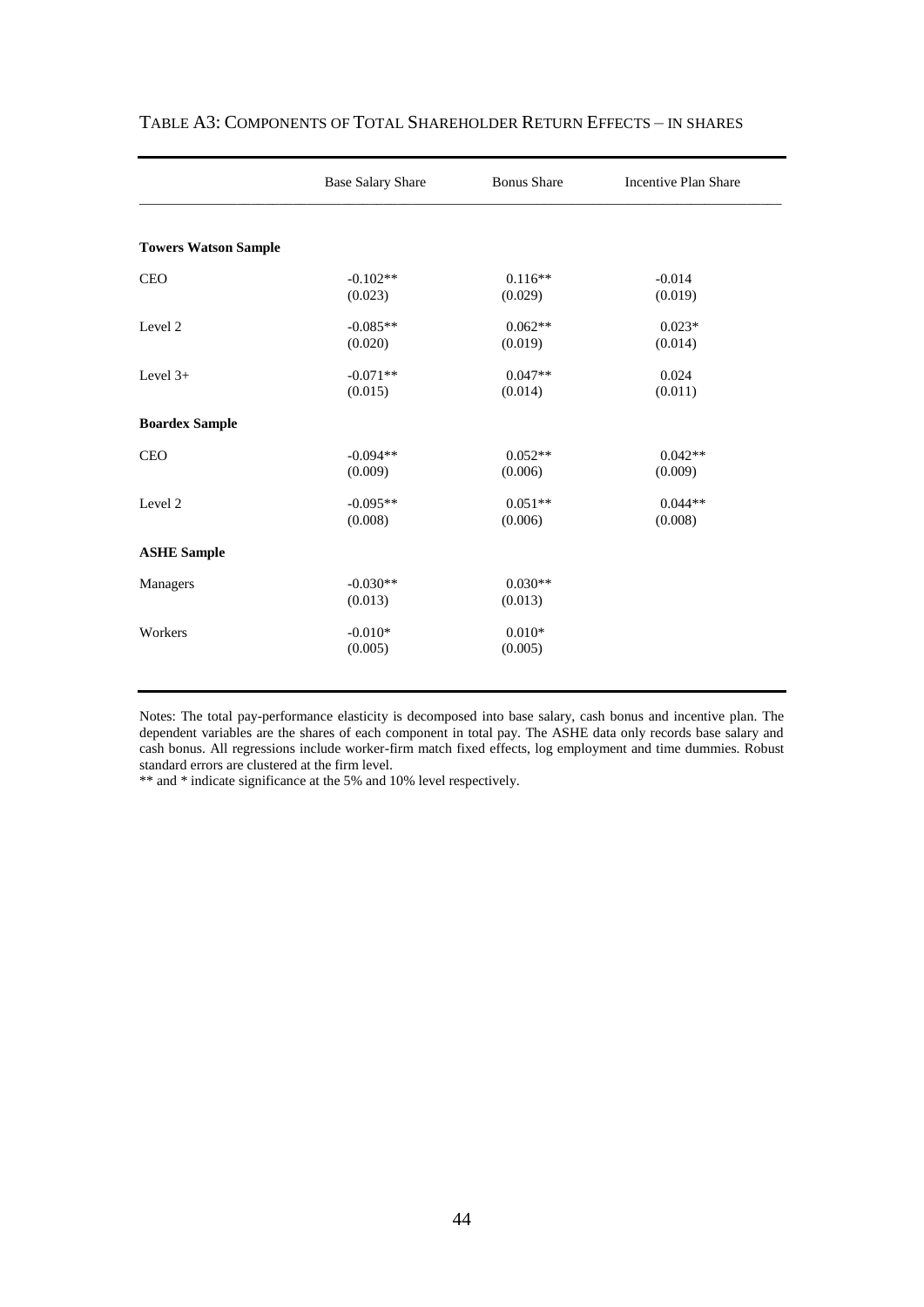TABLE A3: COMPONENTS OF TOTAL SHAREHOLDER RETURN EFFECTS – IN SHARES

| | Base Salary Share | Bonus Share | Incentive Plan Share |
|---|---|---|---|
| **Towers Watson Sample** | | | |
| CEO | -0.102** | 0.116** | -0.014 |
| | (0.023) | (0.029) | (0.019) |
| Level 2 | -0.085** | 0.062** | 0.023* |
| | (0.020) | (0.019) | (0.014) |
| Level 3+ | -0.071** | 0.047** | 0.024 |
| | (0.015) | (0.014) | (0.011) |
| **Boardex Sample** | | | |
| CEO | -0.094** | 0.052** | 0.042** |
| | (0.009) | (0.006) | (0.009) |
| Level 2 | -0.095** | 0.051** | 0.044** |
| | (0.008) | (0.006) | (0.008) |
| **ASHE Sample** | | | |
| Managers | -0.030** | 0.030** | |
| | (0.013) | (0.013) | |
| Workers | -0.010* | 0.010* | |
| | (0.005) | (0.005) | |

Notes: The total pay-performance elasticity is decomposed into base salary, cash bonus and incentive plan. The dependent variables are the shares of each component in total pay. The ASHE data only records base salary and cash bonus. All regressions include worker-firm match fixed effects, log employment and time dummies. Robust standard errors are clustered at the firm level.
** and * indicate significance at the 5% and 10% level respectively.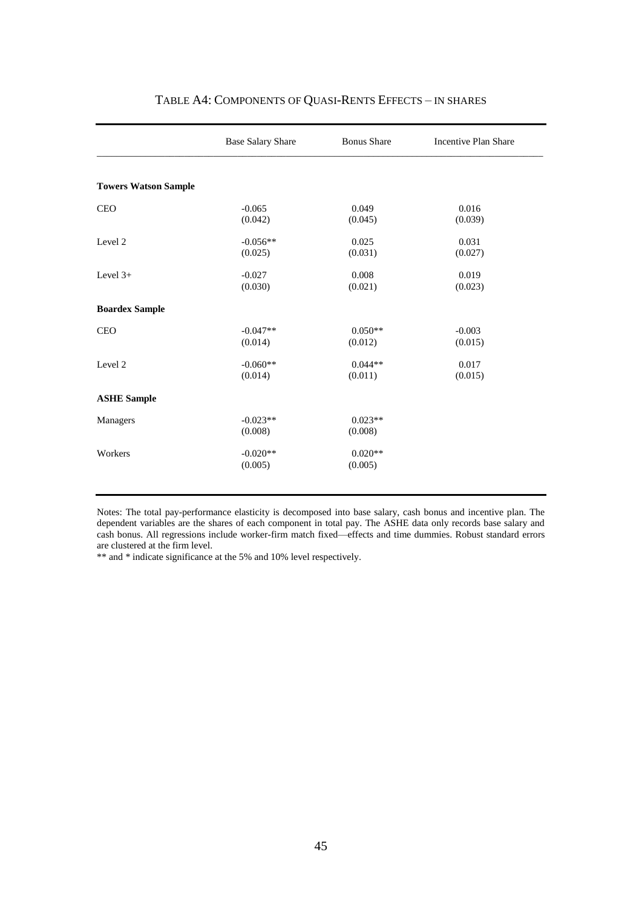# TABLE A4: COMPONENTS OF QUASI-RENTS EFFECTS – IN SHARES

| | Base Salary Share | Bonus Share | Incentive Plan Share |
|---|---|---|---|
| **Towers Watson Sample** | | | |
| CEO | -0.065 | 0.049 | 0.016 |
| | (0.042) | (0.045) | (0.039) |
| Level 2 | -0.056** | 0.025 | 0.031 |
| | (0.025) | (0.031) | (0.027) |
| Level 3+ | -0.027 | 0.008 | 0.019 |
| | (0.030) | (0.021) | (0.023) |
| **Boardex Sample** | | | |
| CEO | -0.047** | 0.050** | -0.003 |
| | (0.014) | (0.012) | (0.015) |
| Level 2 | -0.060** | 0.044** | 0.017 |
| | (0.014) | (0.011) | (0.015) |
| **ASHE Sample** | | | |
| Managers | -0.023** | 0.023** | |
| | (0.008) | (0.008) | |
| Workers | -0.020** | 0.020** | |
| | (0.005) | (0.005) | |

Notes: The total pay-performance elasticity is decomposed into base salary, cash bonus and incentive plan. The dependent variables are the shares of each component in total pay. The ASHE data only records base salary and cash bonus. All regressions include worker-firm match fixed—effects and time dummies. Robust standard errors are clustered at the firm level.

** and * indicate significance at the 5% and 10% level respectively.